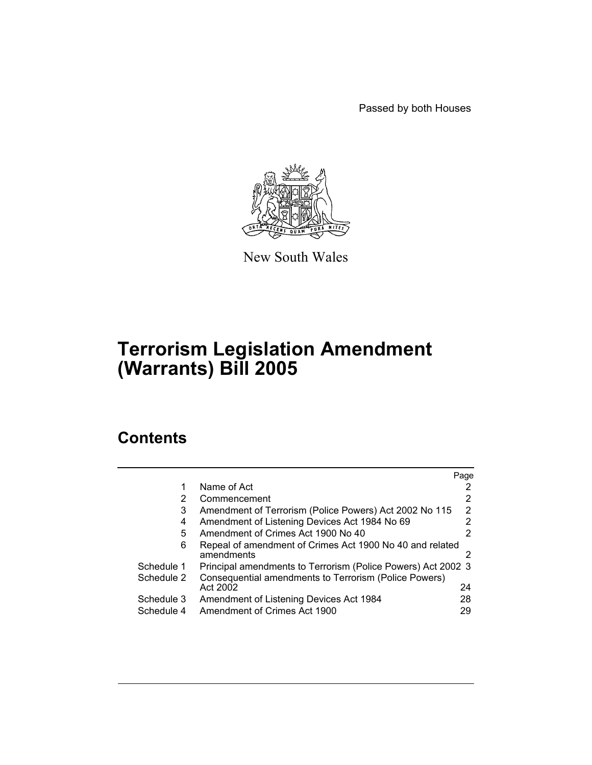Passed by both Houses

New South Wales

# Terrorism Legislation Amendment (Warrants) Bill 2005

## Contents

| | | Page |
|---|---|---|
| 1 | Name of Act | 2 |
| 2 | Commencement | 2 |
| 3 | Amendment of Terrorism (Police Powers) Act 2002 No 115 | 2 |
| 4 | Amendment of Listening Devices Act 1984 No 69 | 2 |
| 5 | Amendment of Crimes Act 1900 No 40 | 2 |
| 6 | Repeal of amendment of Crimes Act 1900 No 40 and related amendments | 2 |
| Schedule 1 | Principal amendments to Terrorism (Police Powers) Act 2002 | 3 |
| Schedule 2 | Consequential amendments to Terrorism (Police Powers) Act 2002 | 24 |
| Schedule 3 | Amendment of Listening Devices Act 1984 | 28 |
| Schedule 4 | Amendment of Crimes Act 1900 | 29 |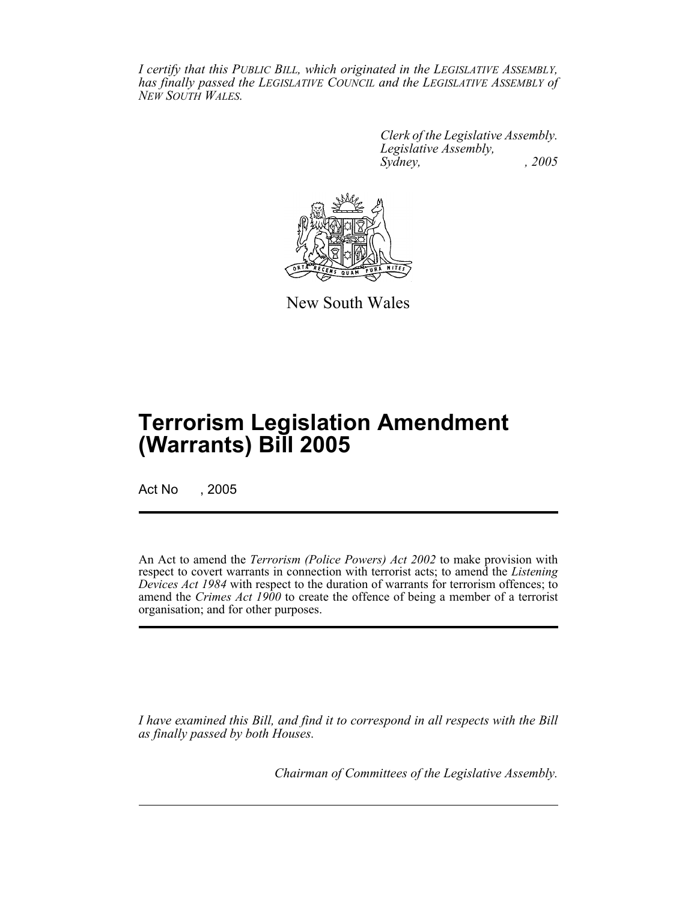*I certify that this PUBLIC BILL, which originated in the LEGISLATIVE ASSEMBLY, has finally passed the LEGISLATIVE COUNCIL and the LEGISLATIVE ASSEMBLY of NEW SOUTH WALES.*

*Clerk of the Legislative Assembly.*
*Legislative Assembly,*
*Sydney, , 2005*

New South Wales

# Terrorism Legislation Amendment (Warrants) Bill 2005

Act No , 2005

An Act to amend the *Terrorism (Police Powers) Act 2002* to make provision with respect to covert warrants in connection with terrorist acts; to amend the *Listening Devices Act 1984* with respect to the duration of warrants for terrorism offences; to amend the *Crimes Act 1900* to create the offence of being a member of a terrorist organisation; and for other purposes.

*I have examined this Bill, and find it to correspond in all respects with the Bill as finally passed by both Houses.*

*Chairman of Committees of the Legislative Assembly.*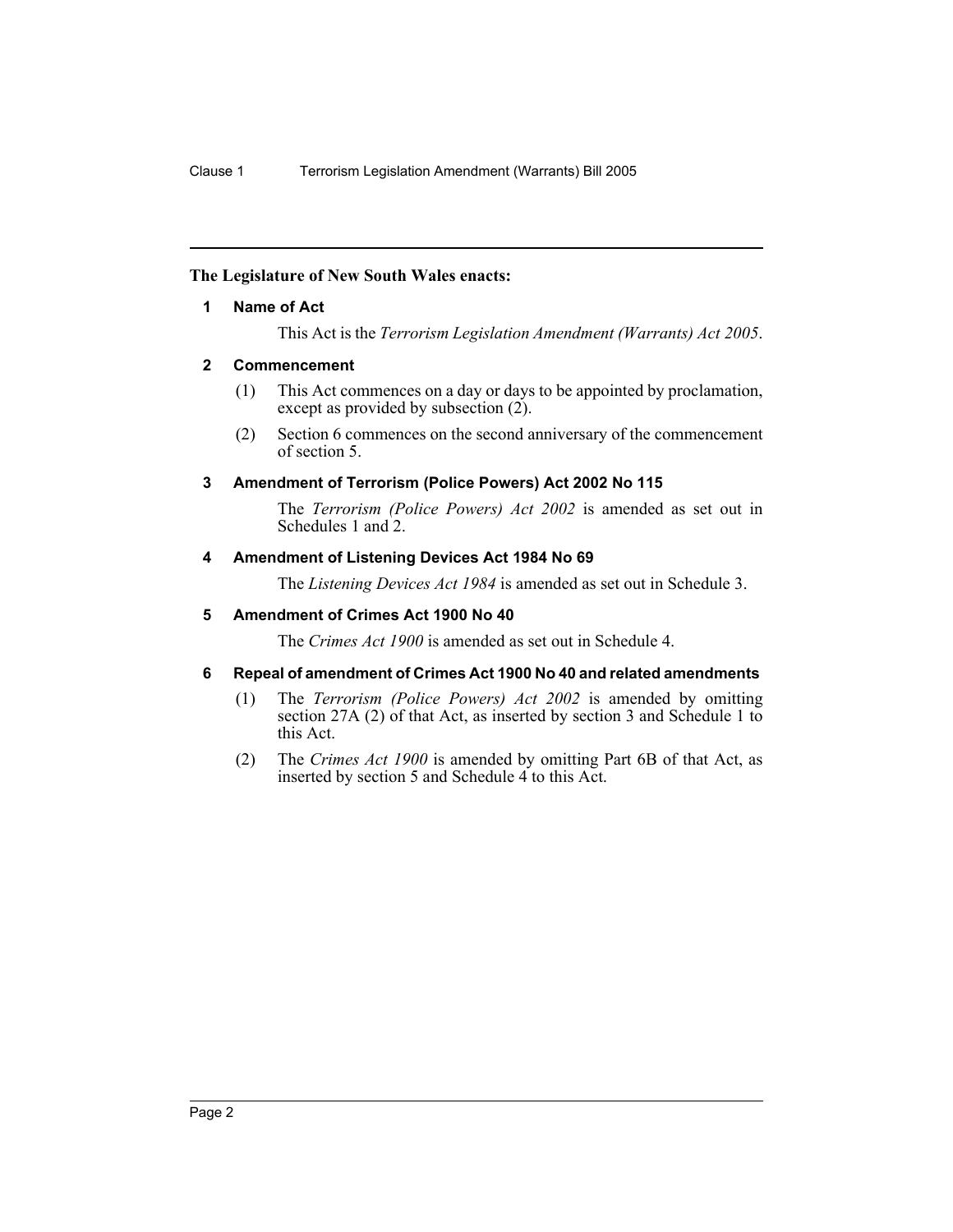**The Legislature of New South Wales enacts:**

## 1 Name of Act

This Act is the *Terrorism Legislation Amendment (Warrants) Act 2005*.

## 2 Commencement

(1) This Act commences on a day or days to be appointed by proclamation, except as provided by subsection (2).

(2) Section 6 commences on the second anniversary of the commencement of section 5.

## 3 Amendment of Terrorism (Police Powers) Act 2002 No 115

The *Terrorism (Police Powers) Act 2002* is amended as set out in Schedules 1 and 2.

## 4 Amendment of Listening Devices Act 1984 No 69

The *Listening Devices Act 1984* is amended as set out in Schedule 3.

## 5 Amendment of Crimes Act 1900 No 40

The *Crimes Act 1900* is amended as set out in Schedule 4.

## 6 Repeal of amendment of Crimes Act 1900 No 40 and related amendments

(1) The *Terrorism (Police Powers) Act 2002* is amended by omitting section 27A (2) of that Act, as inserted by section 3 and Schedule 1 to this Act.

(2) The *Crimes Act 1900* is amended by omitting Part 6B of that Act, as inserted by section 5 and Schedule 4 to this Act.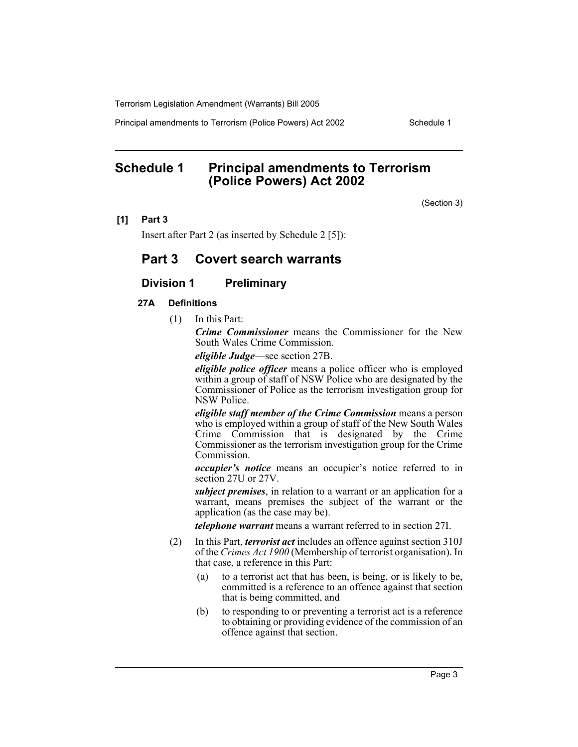# Schedule 1 Principal amendments to Terrorism (Police Powers) Act 2002

(Section 3)

**[1] Part 3**

Insert after Part 2 (as inserted by Schedule 2 [5]):

## Part 3 Covert search warrants

### Division 1 Preliminary

#### 27A Definitions

(1) In this Part:

***Crime Commissioner*** means the Commissioner for the New South Wales Crime Commission.

***eligible Judge***—see section 27B.

***eligible police officer*** means a police officer who is employed within a group of staff of NSW Police who are designated by the Commissioner of Police as the terrorism investigation group for NSW Police.

***eligible staff member of the Crime Commission*** means a person who is employed within a group of staff of the New South Wales Crime Commission that is designated by the Crime Commissioner as the terrorism investigation group for the Crime Commission.

***occupier's notice*** means an occupier's notice referred to in section 27U or 27V.

***subject premises***, in relation to a warrant or an application for a warrant, means premises the subject of the warrant or the application (as the case may be).

***telephone warrant*** means a warrant referred to in section 27I.

(2) In this Part, ***terrorist act*** includes an offence against section 310J of the *Crimes Act 1900* (Membership of terrorist organisation). In that case, a reference in this Part:

- (a) to a terrorist act that has been, is being, or is likely to be, committed is a reference to an offence against that section that is being committed, and
- (b) to responding to or preventing a terrorist act is a reference to obtaining or providing evidence of the commission of an offence against that section.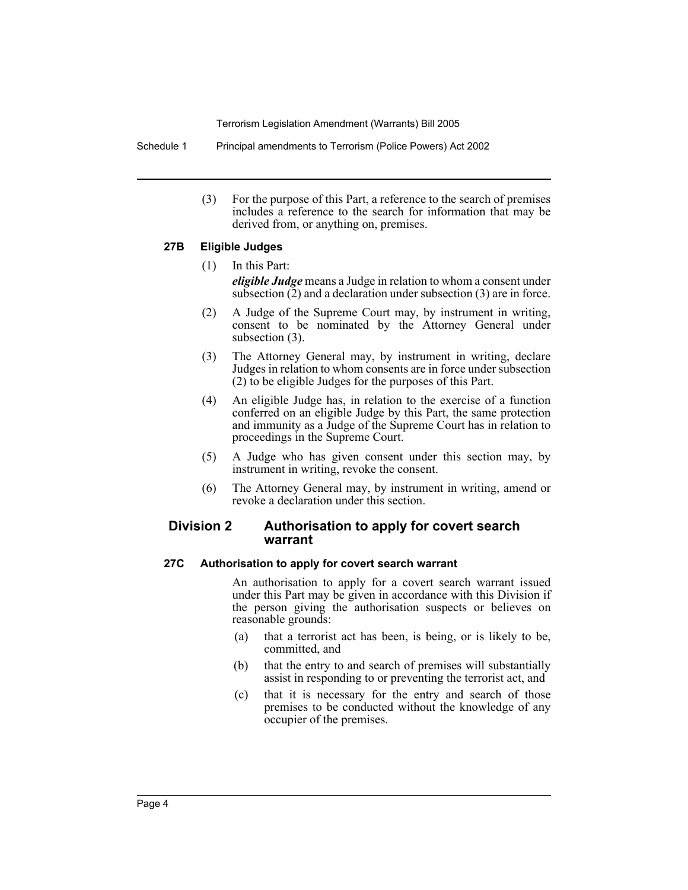(3) For the purpose of this Part, a reference to the search of premises includes a reference to the search for information that may be derived from, or anything on, premises.

#### 27B Eligible Judges

(1) In this Part:

***eligible Judge*** means a Judge in relation to whom a consent under subsection (2) and a declaration under subsection (3) are in force.

(2) A Judge of the Supreme Court may, by instrument in writing, consent to be nominated by the Attorney General under subsection (3).

(3) The Attorney General may, by instrument in writing, declare Judges in relation to whom consents are in force under subsection (2) to be eligible Judges for the purposes of this Part.

(4) An eligible Judge has, in relation to the exercise of a function conferred on an eligible Judge by this Part, the same protection and immunity as a Judge of the Supreme Court has in relation to proceedings in the Supreme Court.

(5) A Judge who has given consent under this section may, by instrument in writing, revoke the consent.

(6) The Attorney General may, by instrument in writing, amend or revoke a declaration under this section.

### Division 2 Authorisation to apply for covert search warrant

#### 27C Authorisation to apply for covert search warrant

An authorisation to apply for a covert search warrant issued under this Part may be given in accordance with this Division if the person giving the authorisation suspects or believes on reasonable grounds:

(a) that a terrorist act has been, is being, or is likely to be, committed, and

(b) that the entry to and search of premises will substantially assist in responding to or preventing the terrorist act, and

(c) that it is necessary for the entry and search of those premises to be conducted without the knowledge of any occupier of the premises.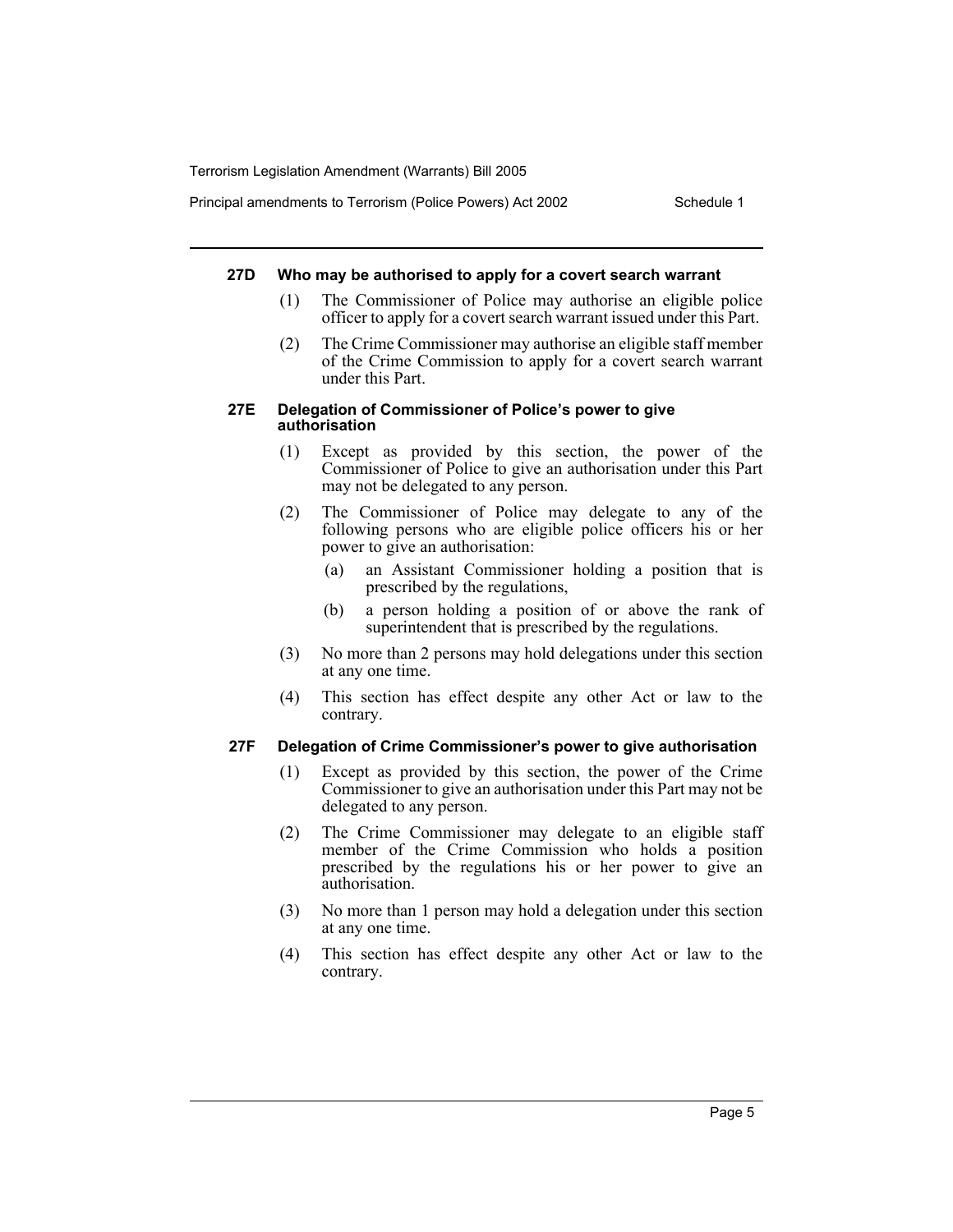#### 27D Who may be authorised to apply for a covert search warrant

(1) The Commissioner of Police may authorise an eligible police officer to apply for a covert search warrant issued under this Part.

(2) The Crime Commissioner may authorise an eligible staff member of the Crime Commission to apply for a covert search warrant under this Part.

#### 27E Delegation of Commissioner of Police's power to give authorisation

(1) Except as provided by this section, the power of the Commissioner of Police to give an authorisation under this Part may not be delegated to any person.

(2) The Commissioner of Police may delegate to any of the following persons who are eligible police officers his or her power to give an authorisation:

- (a) an Assistant Commissioner holding a position that is prescribed by the regulations,
- (b) a person holding a position of or above the rank of superintendent that is prescribed by the regulations.

(3) No more than 2 persons may hold delegations under this section at any one time.

(4) This section has effect despite any other Act or law to the contrary.

#### 27F Delegation of Crime Commissioner's power to give authorisation

(1) Except as provided by this section, the power of the Crime Commissioner to give an authorisation under this Part may not be delegated to any person.

(2) The Crime Commissioner may delegate to an eligible staff member of the Crime Commission who holds a position prescribed by the regulations his or her power to give an authorisation.

(3) No more than 1 person may hold a delegation under this section at any one time.

(4) This section has effect despite any other Act or law to the contrary.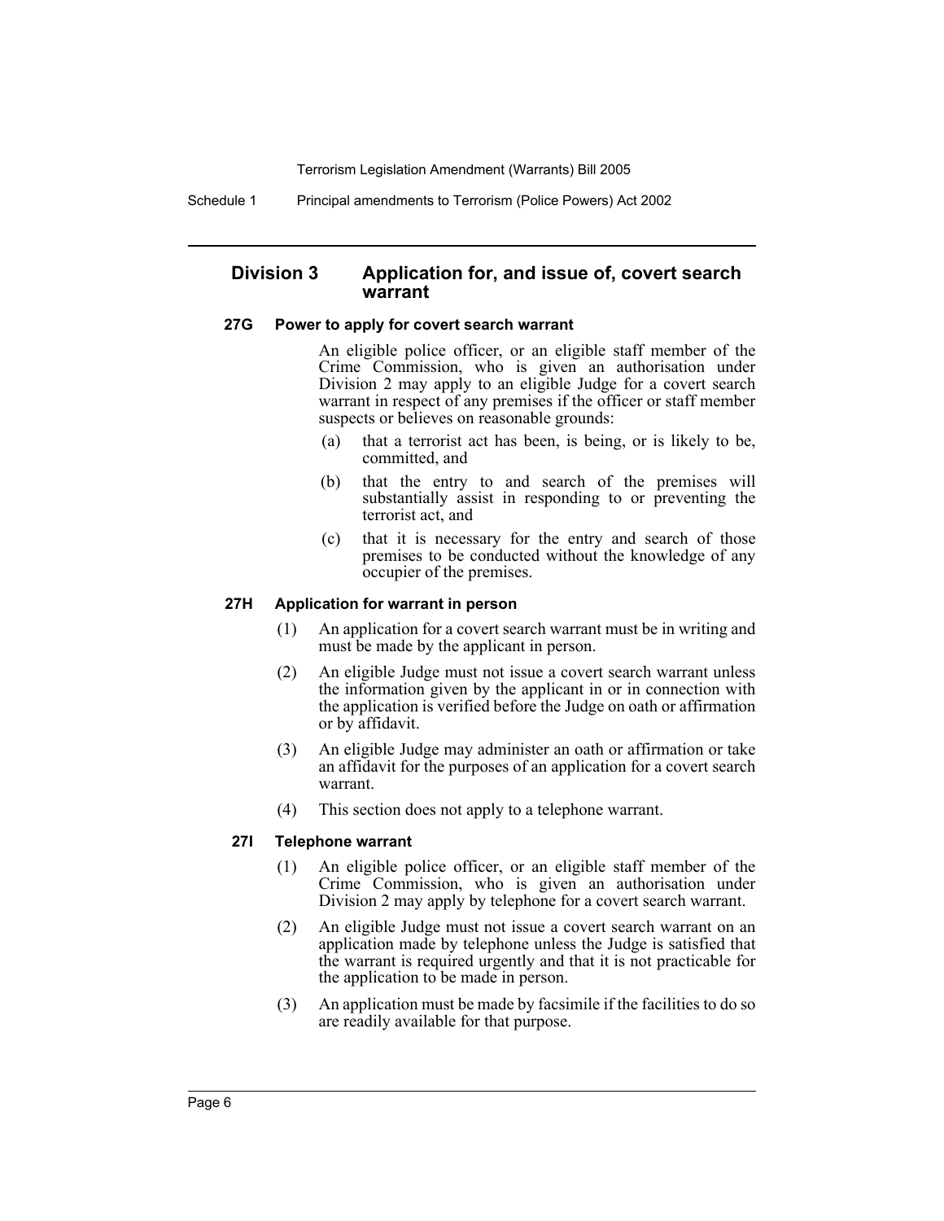## Division 3 Application for, and issue of, covert search warrant

### 27G Power to apply for covert search warrant

An eligible police officer, or an eligible staff member of the Crime Commission, who is given an authorisation under Division 2 may apply to an eligible Judge for a covert search warrant in respect of any premises if the officer or staff member suspects or believes on reasonable grounds:

(a) that a terrorist act has been, is being, or is likely to be, committed, and

(b) that the entry to and search of the premises will substantially assist in responding to or preventing the terrorist act, and

(c) that it is necessary for the entry and search of those premises to be conducted without the knowledge of any occupier of the premises.

### 27H Application for warrant in person

(1) An application for a covert search warrant must be in writing and must be made by the applicant in person.

(2) An eligible Judge must not issue a covert search warrant unless the information given by the applicant in or in connection with the application is verified before the Judge on oath or affirmation or by affidavit.

(3) An eligible Judge may administer an oath or affirmation or take an affidavit for the purposes of an application for a covert search warrant.

(4) This section does not apply to a telephone warrant.

### 27I Telephone warrant

(1) An eligible police officer, or an eligible staff member of the Crime Commission, who is given an authorisation under Division 2 may apply by telephone for a covert search warrant.

(2) An eligible Judge must not issue a covert search warrant on an application made by telephone unless the Judge is satisfied that the warrant is required urgently and that it is not practicable for the application to be made in person.

(3) An application must be made by facsimile if the facilities to do so are readily available for that purpose.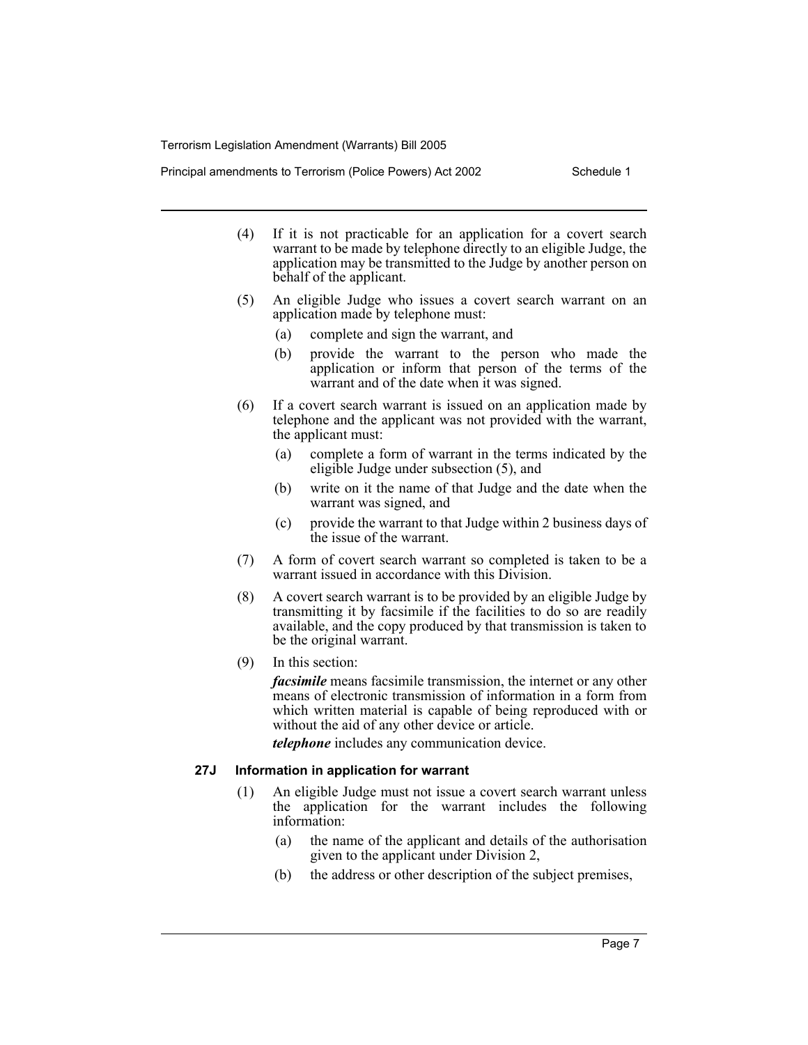(4) If it is not practicable for an application for a covert search warrant to be made by telephone directly to an eligible Judge, the application may be transmitted to the Judge by another person on behalf of the applicant.

(5) An eligible Judge who issues a covert search warrant on an application made by telephone must:

- (a) complete and sign the warrant, and
- (b) provide the warrant to the person who made the application or inform that person of the terms of the warrant and of the date when it was signed.

(6) If a covert search warrant is issued on an application made by telephone and the applicant was not provided with the warrant, the applicant must:

- (a) complete a form of warrant in the terms indicated by the eligible Judge under subsection (5), and
- (b) write on it the name of that Judge and the date when the warrant was signed, and
- (c) provide the warrant to that Judge within 2 business days of the issue of the warrant.

(7) A form of covert search warrant so completed is taken to be a warrant issued in accordance with this Division.

(8) A covert search warrant is to be provided by an eligible Judge by transmitting it by facsimile if the facilities to do so are readily available, and the copy produced by that transmission is taken to be the original warrant.

(9) In this section:

***facsimile*** means facsimile transmission, the internet or any other means of electronic transmission of information in a form from which written material is capable of being reproduced with or without the aid of any other device or article.

***telephone*** includes any communication device.

### 27J Information in application for warrant

(1) An eligible Judge must not issue a covert search warrant unless the application for the warrant includes the following information:

- (a) the name of the applicant and details of the authorisation given to the applicant under Division 2,
- (b) the address or other description of the subject premises,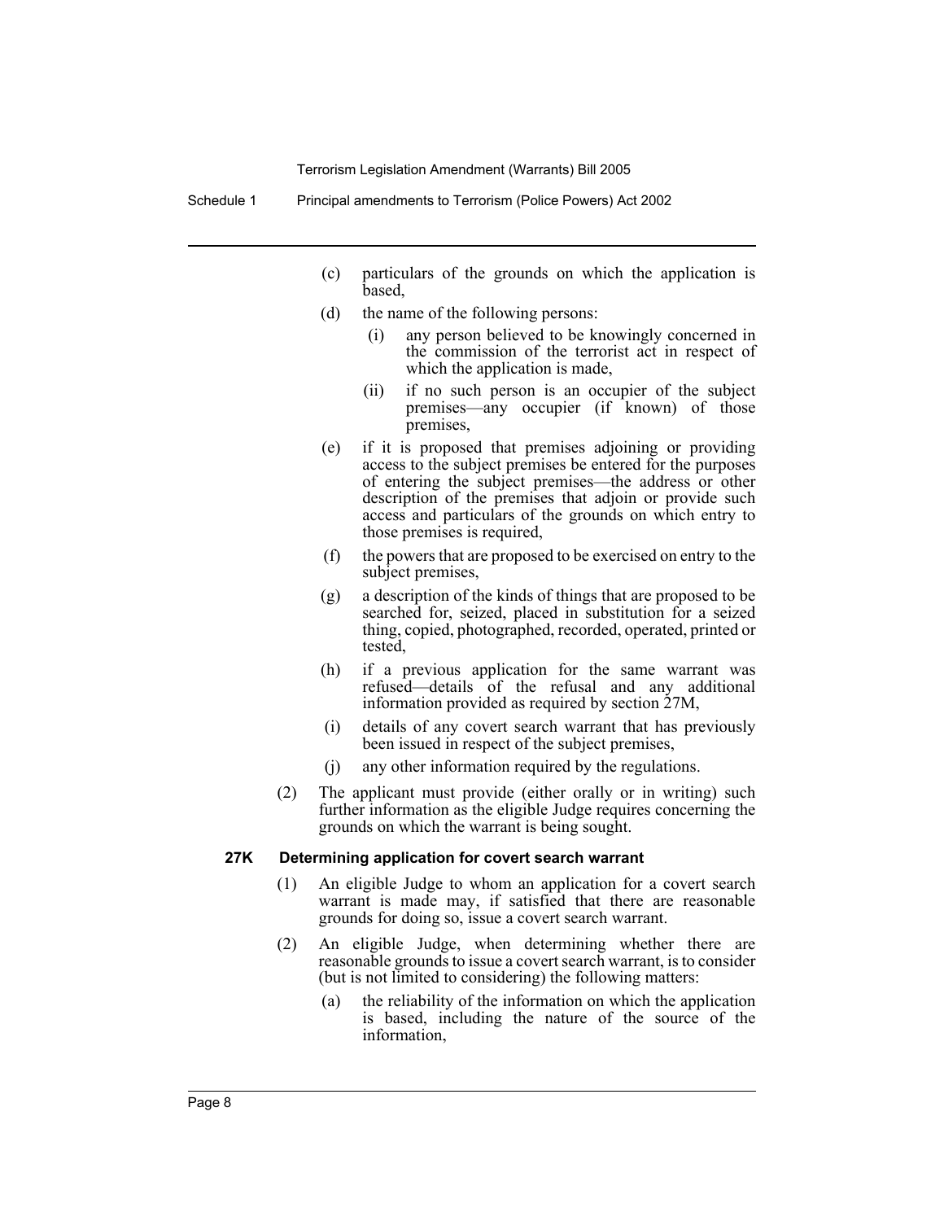(c) particulars of the grounds on which the application is based,

(d) the name of the following persons:

   (i) any person believed to be knowingly concerned in the commission of the terrorist act in respect of which the application is made,

   (ii) if no such person is an occupier of the subject premises—any occupier (if known) of those premises,

(e) if it is proposed that premises adjoining or providing access to the subject premises be entered for the purposes of entering the subject premises—the address or other description of the premises that adjoin or provide such access and particulars of the grounds on which entry to those premises is required,

(f) the powers that are proposed to be exercised on entry to the subject premises,

(g) a description of the kinds of things that are proposed to be searched for, seized, placed in substitution for a seized thing, copied, photographed, recorded, operated, printed or tested,

(h) if a previous application for the same warrant was refused—details of the refusal and any additional information provided as required by section 27M,

(i) details of any covert search warrant that has previously been issued in respect of the subject premises,

(j) any other information required by the regulations.

(2) The applicant must provide (either orally or in writing) such further information as the eligible Judge requires concerning the grounds on which the warrant is being sought.

**27K Determining application for covert search warrant**

(1) An eligible Judge to whom an application for a covert search warrant is made may, if satisfied that there are reasonable grounds for doing so, issue a covert search warrant.

(2) An eligible Judge, when determining whether there are reasonable grounds to issue a covert search warrant, is to consider (but is not limited to considering) the following matters:

(a) the reliability of the information on which the application is based, including the nature of the source of the information,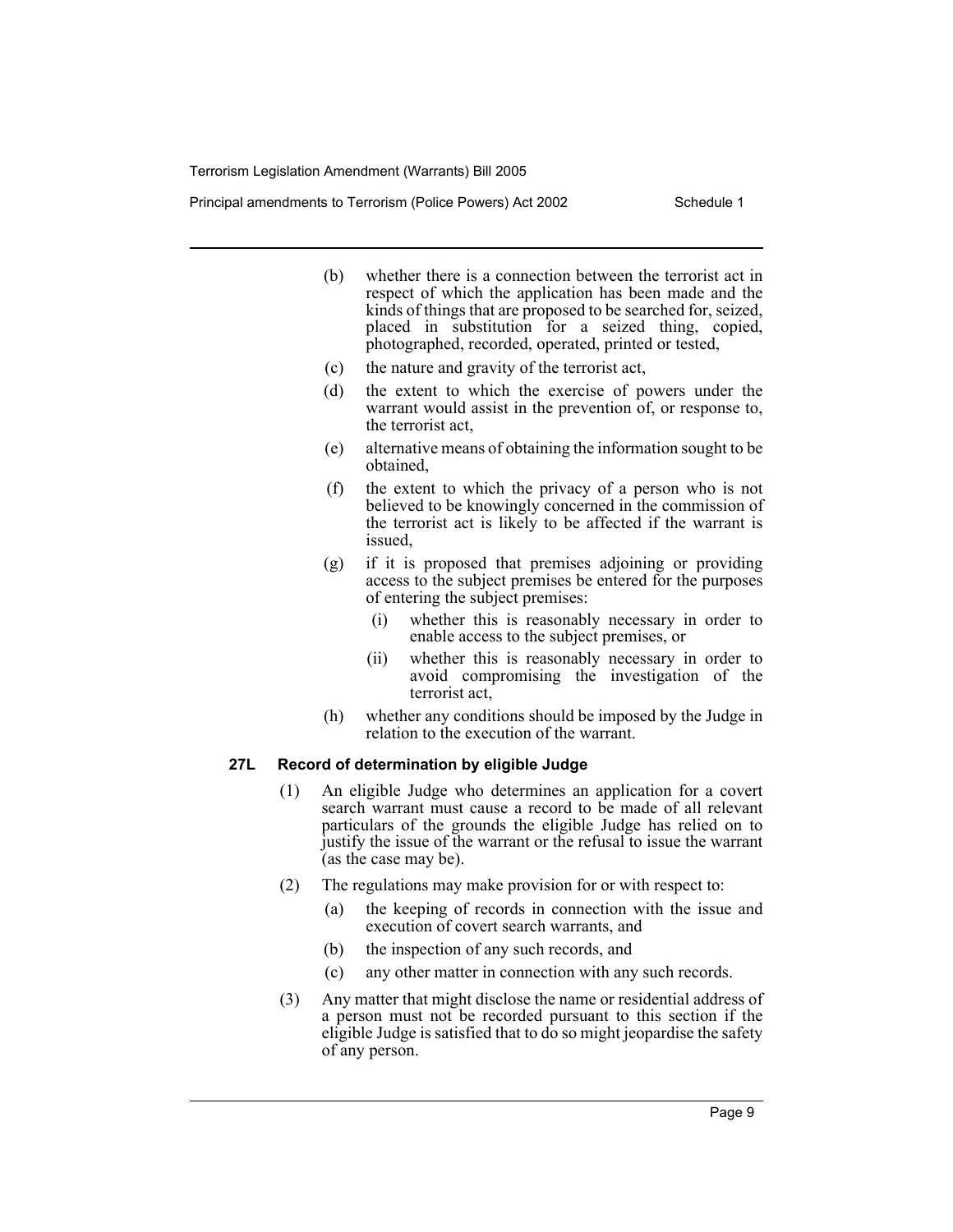(b) whether there is a connection between the terrorist act in respect of which the application has been made and the kinds of things that are proposed to be searched for, seized, placed in substitution for a seized thing, copied, photographed, recorded, operated, printed or tested,

(c) the nature and gravity of the terrorist act,

(d) the extent to which the exercise of powers under the warrant would assist in the prevention of, or response to, the terrorist act,

(e) alternative means of obtaining the information sought to be obtained,

(f) the extent to which the privacy of a person who is not believed to be knowingly concerned in the commission of the terrorist act is likely to be affected if the warrant is issued,

(g) if it is proposed that premises adjoining or providing access to the subject premises be entered for the purposes of entering the subject premises:

  (i) whether this is reasonably necessary in order to enable access to the subject premises, or

  (ii) whether this is reasonably necessary in order to avoid compromising the investigation of the terrorist act,

(h) whether any conditions should be imposed by the Judge in relation to the execution of the warrant.

### 27L Record of determination by eligible Judge

(1) An eligible Judge who determines an application for a covert search warrant must cause a record to be made of all relevant particulars of the grounds the eligible Judge has relied on to justify the issue of the warrant or the refusal to issue the warrant (as the case may be).

(2) The regulations may make provision for or with respect to:

  (a) the keeping of records in connection with the issue and execution of covert search warrants, and

  (b) the inspection of any such records, and

  (c) any other matter in connection with any such records.

(3) Any matter that might disclose the name or residential address of a person must not be recorded pursuant to this section if the eligible Judge is satisfied that to do so might jeopardise the safety of any person.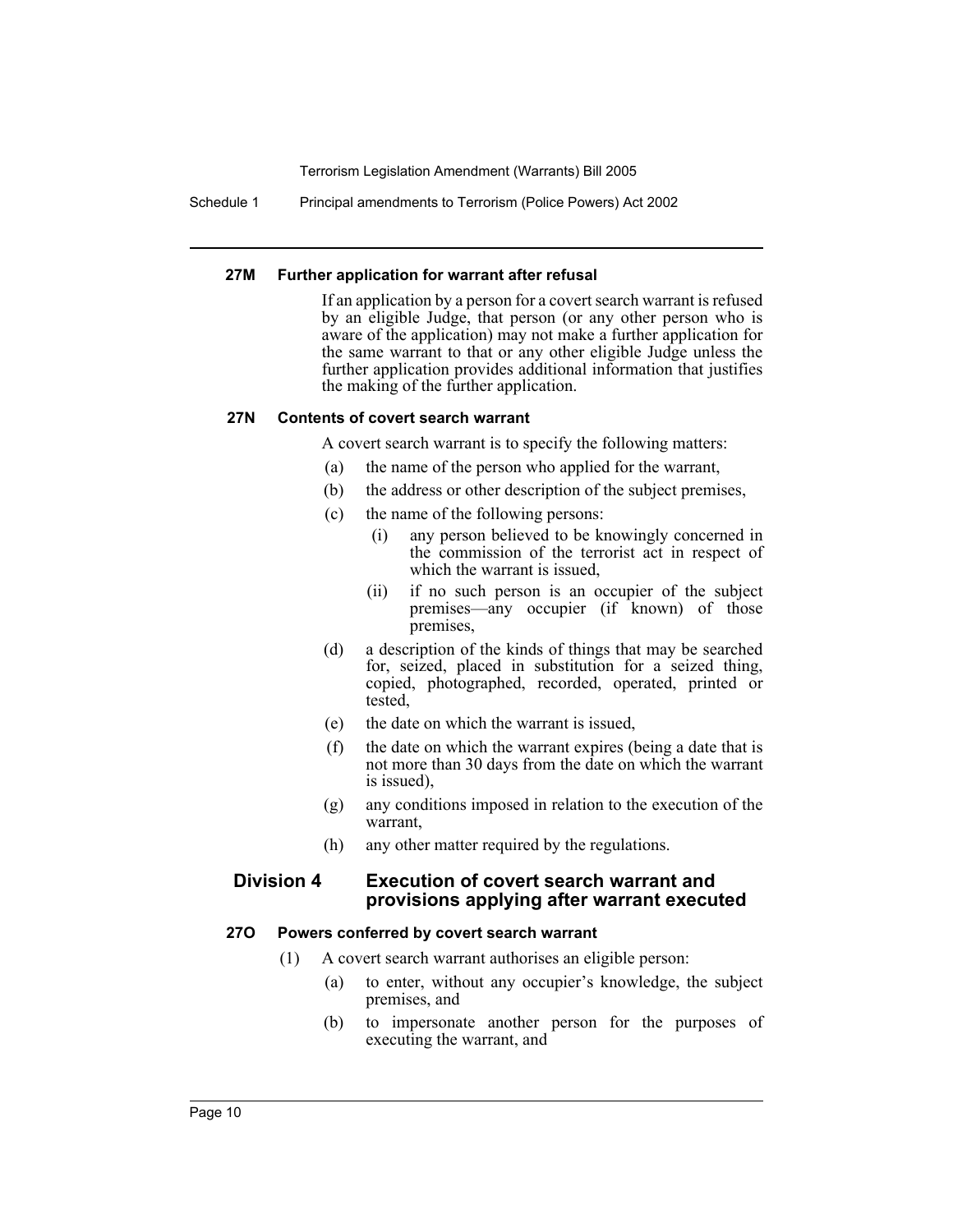#### 27M Further application for warrant after refusal

If an application by a person for a covert search warrant is refused by an eligible Judge, that person (or any other person who is aware of the application) may not make a further application for the same warrant to that or any other eligible Judge unless the further application provides additional information that justifies the making of the further application.

#### 27N Contents of covert search warrant

A covert search warrant is to specify the following matters:

(a) the name of the person who applied for the warrant,

(b) the address or other description of the subject premises,

(c) the name of the following persons:

  (i) any person believed to be knowingly concerned in the commission of the terrorist act in respect of which the warrant is issued,

  (ii) if no such person is an occupier of the subject premises—any occupier (if known) of those premises,

(d) a description of the kinds of things that may be searched for, seized, placed in substitution for a seized thing, copied, photographed, recorded, operated, printed or tested,

(e) the date on which the warrant is issued,

(f) the date on which the warrant expires (being a date that is not more than 30 days from the date on which the warrant is issued),

(g) any conditions imposed in relation to the execution of the warrant,

(h) any other matter required by the regulations.

### Division 4 Execution of covert search warrant and provisions applying after warrant executed

#### 27O Powers conferred by covert search warrant

(1) A covert search warrant authorises an eligible person:

  (a) to enter, without any occupier's knowledge, the subject premises, and

  (b) to impersonate another person for the purposes of executing the warrant, and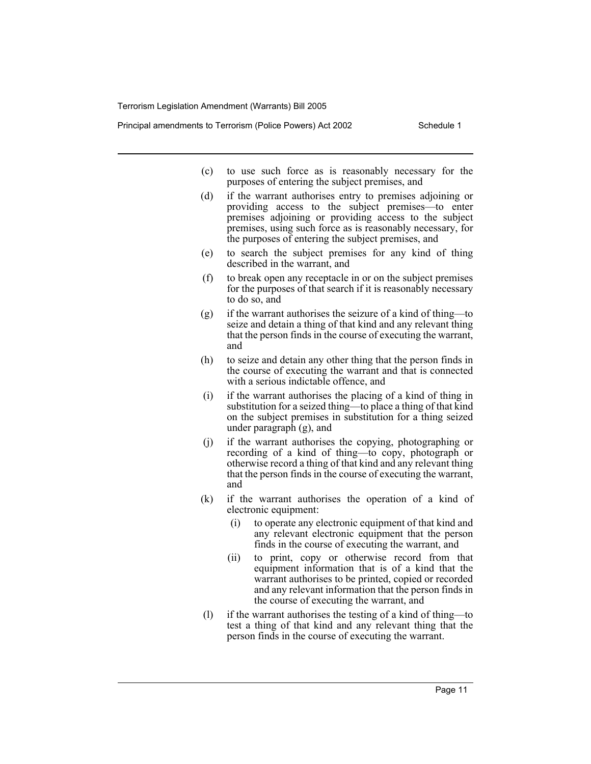(c) to use such force as is reasonably necessary for the purposes of entering the subject premises, and

(d) if the warrant authorises entry to premises adjoining or providing access to the subject premises—to enter premises adjoining or providing access to the subject premises, using such force as is reasonably necessary, for the purposes of entering the subject premises, and

(e) to search the subject premises for any kind of thing described in the warrant, and

(f) to break open any receptacle in or on the subject premises for the purposes of that search if it is reasonably necessary to do so, and

(g) if the warrant authorises the seizure of a kind of thing—to seize and detain a thing of that kind and any relevant thing that the person finds in the course of executing the warrant, and

(h) to seize and detain any other thing that the person finds in the course of executing the warrant and that is connected with a serious indictable offence, and

(i) if the warrant authorises the placing of a kind of thing in substitution for a seized thing—to place a thing of that kind on the subject premises in substitution for a thing seized under paragraph (g), and

(j) if the warrant authorises the copying, photographing or recording of a kind of thing—to copy, photograph or otherwise record a thing of that kind and any relevant thing that the person finds in the course of executing the warrant, and

(k) if the warrant authorises the operation of a kind of electronic equipment:

  (i) to operate any electronic equipment of that kind and any relevant electronic equipment that the person finds in the course of executing the warrant, and

  (ii) to print, copy or otherwise record from that equipment information that is of a kind that the warrant authorises to be printed, copied or recorded and any relevant information that the person finds in the course of executing the warrant, and

(l) if the warrant authorises the testing of a kind of thing—to test a thing of that kind and any relevant thing that the person finds in the course of executing the warrant.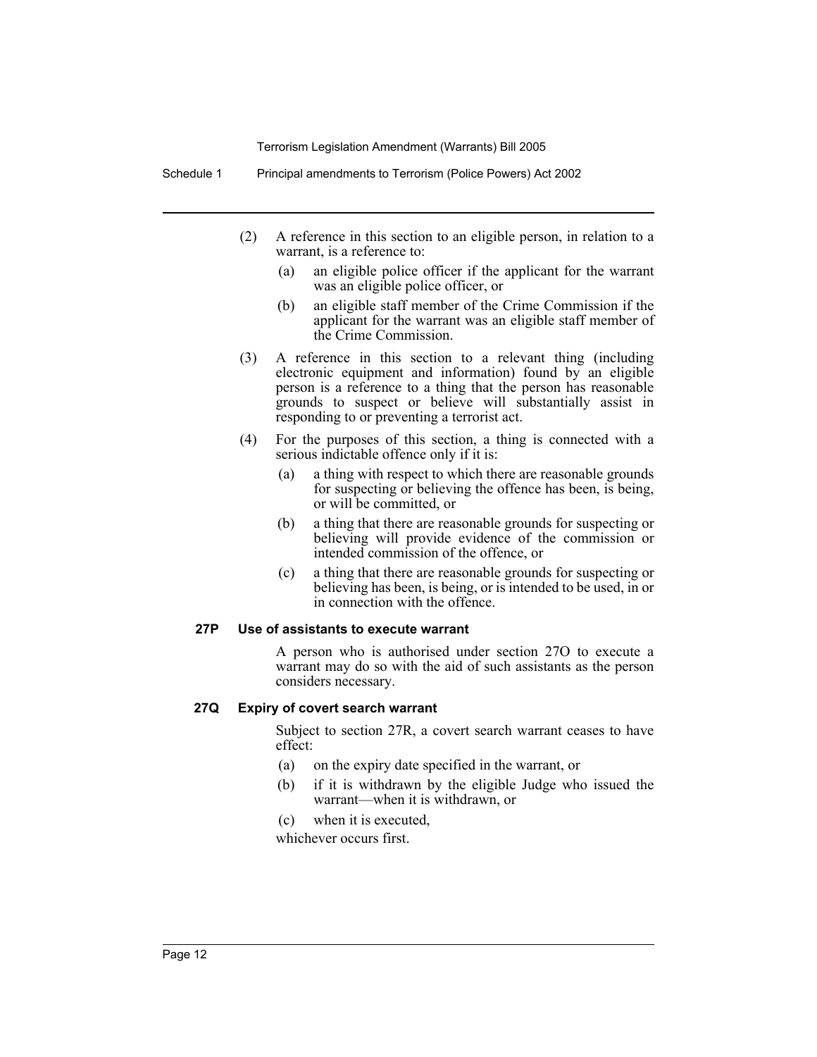(2) A reference in this section to an eligible person, in relation to a warrant, is a reference to:

(a) an eligible police officer if the applicant for the warrant was an eligible police officer, or

(b) an eligible staff member of the Crime Commission if the applicant for the warrant was an eligible staff member of the Crime Commission.

(3) A reference in this section to a relevant thing (including electronic equipment and information) found by an eligible person is a reference to a thing that the person has reasonable grounds to suspect or believe will substantially assist in responding to or preventing a terrorist act.

(4) For the purposes of this section, a thing is connected with a serious indictable offence only if it is:

(a) a thing with respect to which there are reasonable grounds for suspecting or believing the offence has been, is being, or will be committed, or

(b) a thing that there are reasonable grounds for suspecting or believing will provide evidence of the commission or intended commission of the offence, or

(c) a thing that there are reasonable grounds for suspecting or believing has been, is being, or is intended to be used, in or in connection with the offence.

**27P Use of assistants to execute warrant**

A person who is authorised under section 27O to execute a warrant may do so with the aid of such assistants as the person considers necessary.

**27Q Expiry of covert search warrant**

Subject to section 27R, a covert search warrant ceases to have effect:

(a) on the expiry date specified in the warrant, or

(b) if it is withdrawn by the eligible Judge who issued the warrant—when it is withdrawn, or

(c) when it is executed,

whichever occurs first.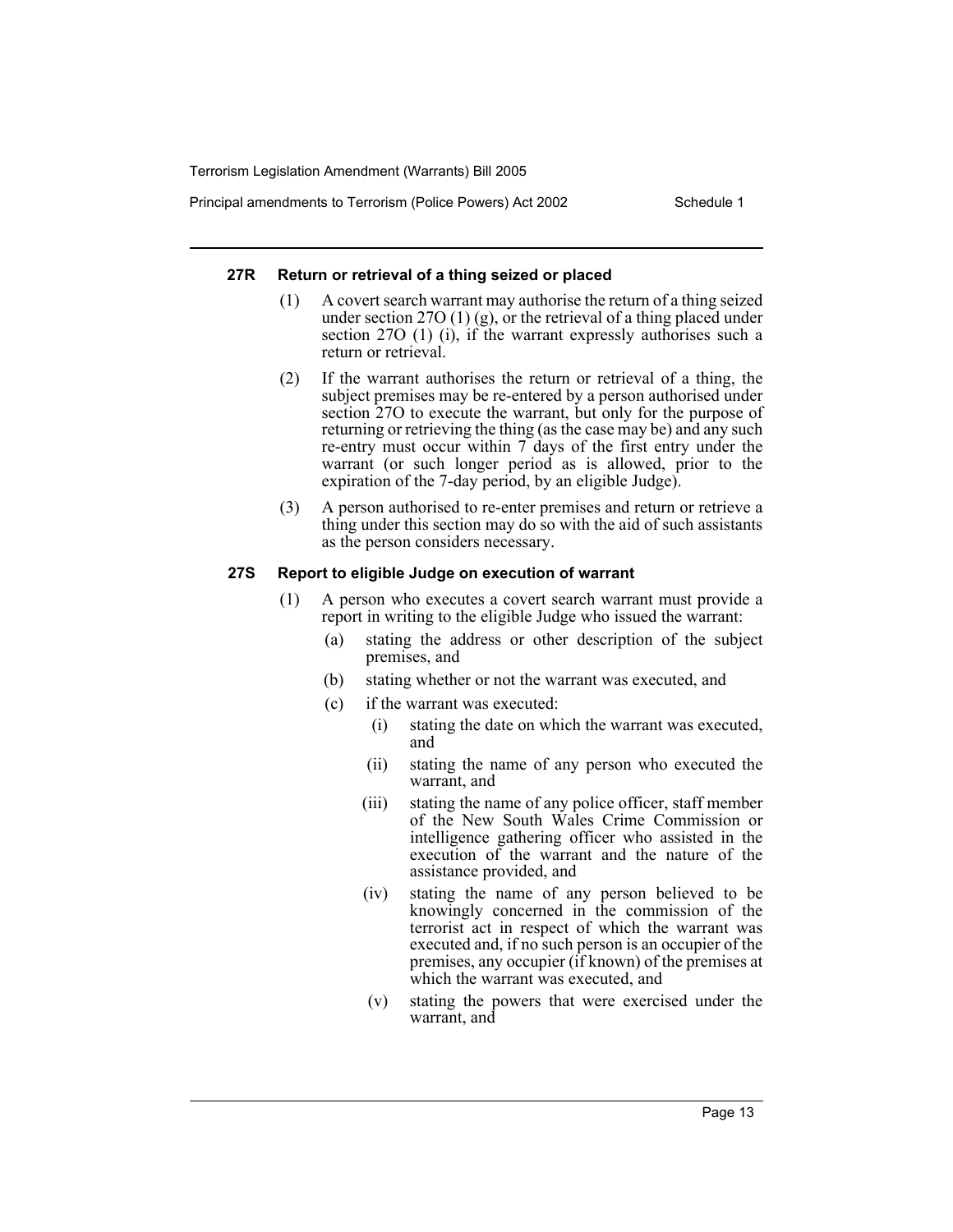#### 27R Return or retrieval of a thing seized or placed

(1) A covert search warrant may authorise the return of a thing seized under section 27O (1) (g), or the retrieval of a thing placed under section 27O (1) (i), if the warrant expressly authorises such a return or retrieval.

(2) If the warrant authorises the return or retrieval of a thing, the subject premises may be re-entered by a person authorised under section 27O to execute the warrant, but only for the purpose of returning or retrieving the thing (as the case may be) and any such re-entry must occur within 7 days of the first entry under the warrant (or such longer period as is allowed, prior to the expiration of the 7-day period, by an eligible Judge).

(3) A person authorised to re-enter premises and return or retrieve a thing under this section may do so with the aid of such assistants as the person considers necessary.

#### 27S Report to eligible Judge on execution of warrant

(1) A person who executes a covert search warrant must provide a report in writing to the eligible Judge who issued the warrant:

- (a) stating the address or other description of the subject premises, and
- (b) stating whether or not the warrant was executed, and
- (c) if the warrant was executed:
  - (i) stating the date on which the warrant was executed, and
  - (ii) stating the name of any person who executed the warrant, and
  - (iii) stating the name of any police officer, staff member of the New South Wales Crime Commission or intelligence gathering officer who assisted in the execution of the warrant and the nature of the assistance provided, and
  - (iv) stating the name of any person believed to be knowingly concerned in the commission of the terrorist act in respect of which the warrant was executed and, if no such person is an occupier of the premises, any occupier (if known) of the premises at which the warrant was executed, and
  - (v) stating the powers that were exercised under the warrant, and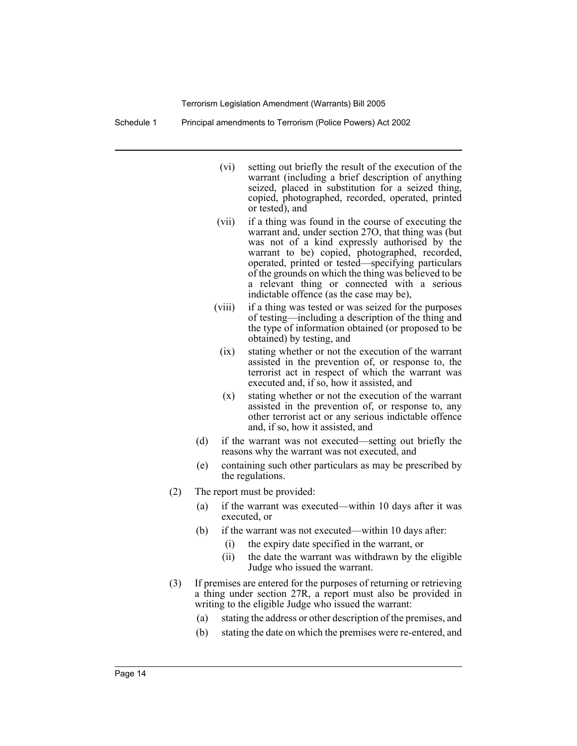(vi) setting out briefly the result of the execution of the warrant (including a brief description of anything seized, placed in substitution for a seized thing, copied, photographed, recorded, operated, printed or tested), and

(vii) if a thing was found in the course of executing the warrant and, under section 27O, that thing was (but was not of a kind expressly authorised by the warrant to be) copied, photographed, recorded, operated, printed or tested—specifying particulars of the grounds on which the thing was believed to be a relevant thing or connected with a serious indictable offence (as the case may be),

(viii) if a thing was tested or was seized for the purposes of testing—including a description of the thing and the type of information obtained (or proposed to be obtained) by testing, and

(ix) stating whether or not the execution of the warrant assisted in the prevention of, or response to, the terrorist act in respect of which the warrant was executed and, if so, how it assisted, and

(x) stating whether or not the execution of the warrant assisted in the prevention of, or response to, any other terrorist act or any serious indictable offence and, if so, how it assisted, and

(d) if the warrant was not executed—setting out briefly the reasons why the warrant was not executed, and

(e) containing such other particulars as may be prescribed by the regulations.

(2) The report must be provided:

(a) if the warrant was executed—within 10 days after it was executed, or

(b) if the warrant was not executed—within 10 days after:

(i) the expiry date specified in the warrant, or

(ii) the date the warrant was withdrawn by the eligible Judge who issued the warrant.

(3) If premises are entered for the purposes of returning or retrieving a thing under section 27R, a report must also be provided in writing to the eligible Judge who issued the warrant:

(a) stating the address or other description of the premises, and

(b) stating the date on which the premises were re-entered, and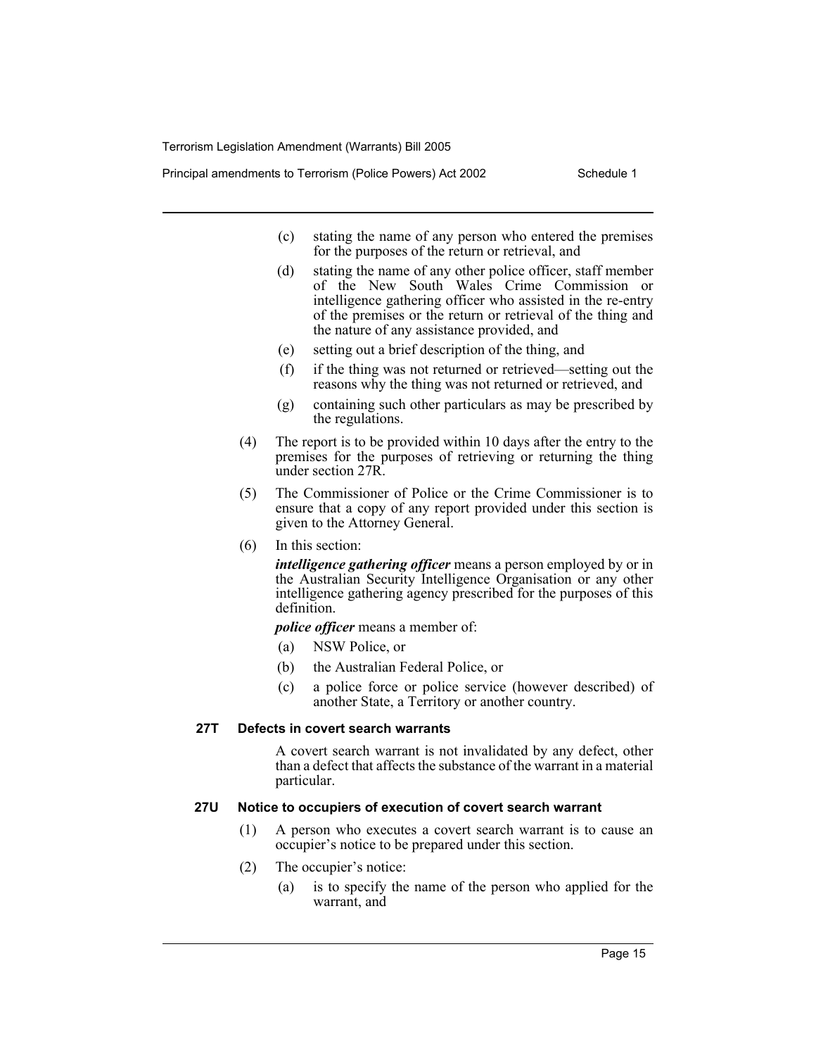(c) stating the name of any person who entered the premises for the purposes of the return or retrieval, and

(d) stating the name of any other police officer, staff member of the New South Wales Crime Commission or intelligence gathering officer who assisted in the re-entry of the premises or the return or retrieval of the thing and the nature of any assistance provided, and

(e) setting out a brief description of the thing, and

(f) if the thing was not returned or retrieved—setting out the reasons why the thing was not returned or retrieved, and

(g) containing such other particulars as may be prescribed by the regulations.

(4) The report is to be provided within 10 days after the entry to the premises for the purposes of retrieving or returning the thing under section 27R.

(5) The Commissioner of Police or the Crime Commissioner is to ensure that a copy of any report provided under this section is given to the Attorney General.

(6) In this section:

***intelligence gathering officer*** means a person employed by or in the Australian Security Intelligence Organisation or any other intelligence gathering agency prescribed for the purposes of this definition.

***police officer*** means a member of:

(a) NSW Police, or

(b) the Australian Federal Police, or

(c) a police force or police service (however described) of another State, a Territory or another country.

### 27T Defects in covert search warrants

A covert search warrant is not invalidated by any defect, other than a defect that affects the substance of the warrant in a material particular.

### 27U Notice to occupiers of execution of covert search warrant

(1) A person who executes a covert search warrant is to cause an occupier's notice to be prepared under this section.

(2) The occupier's notice:

(a) is to specify the name of the person who applied for the warrant, and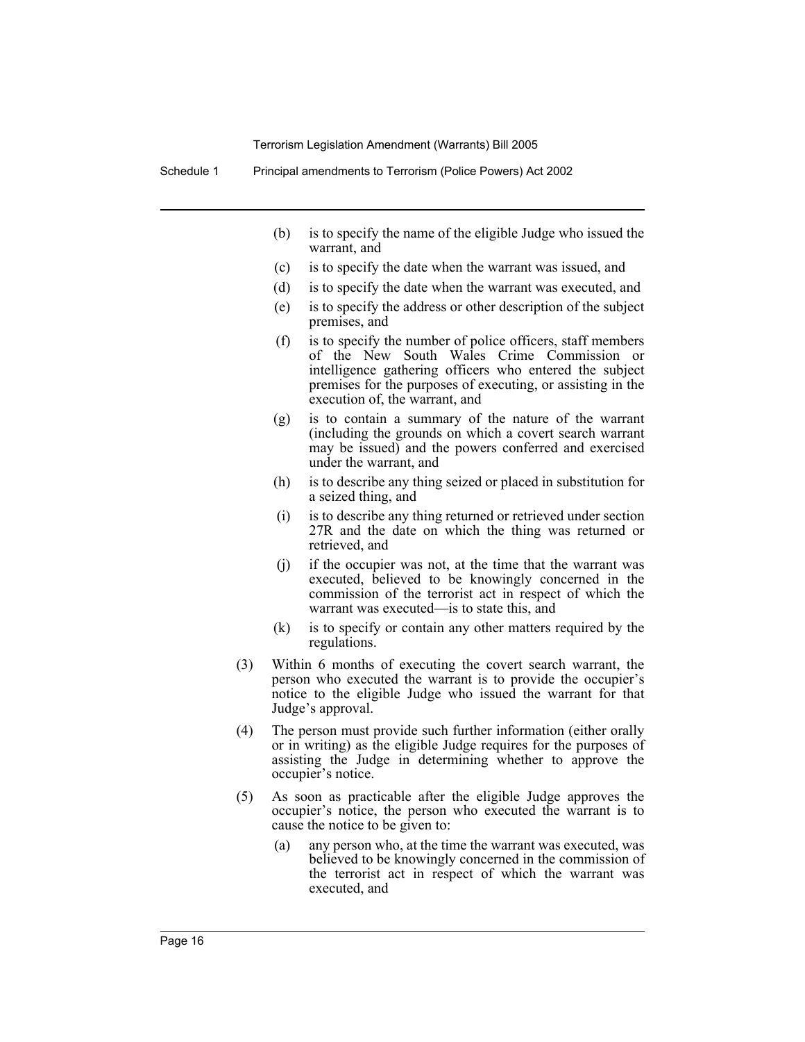- (b) is to specify the name of the eligible Judge who issued the warrant, and
- (c) is to specify the date when the warrant was issued, and
- (d) is to specify the date when the warrant was executed, and
- (e) is to specify the address or other description of the subject premises, and
- (f) is to specify the number of police officers, staff members of the New South Wales Crime Commission or intelligence gathering officers who entered the subject premises for the purposes of executing, or assisting in the execution of, the warrant, and
- (g) is to contain a summary of the nature of the warrant (including the grounds on which a covert search warrant may be issued) and the powers conferred and exercised under the warrant, and
- (h) is to describe any thing seized or placed in substitution for a seized thing, and
- (i) is to describe any thing returned or retrieved under section 27R and the date on which the thing was returned or retrieved, and
- (j) if the occupier was not, at the time that the warrant was executed, believed to be knowingly concerned in the commission of the terrorist act in respect of which the warrant was executed—is to state this, and
- (k) is to specify or contain any other matters required by the regulations.

(3) Within 6 months of executing the covert search warrant, the person who executed the warrant is to provide the occupier's notice to the eligible Judge who issued the warrant for that Judge's approval.

(4) The person must provide such further information (either orally or in writing) as the eligible Judge requires for the purposes of assisting the Judge in determining whether to approve the occupier's notice.

(5) As soon as practicable after the eligible Judge approves the occupier's notice, the person who executed the warrant is to cause the notice to be given to:

- (a) any person who, at the time the warrant was executed, was believed to be knowingly concerned in the commission of the terrorist act in respect of which the warrant was executed, and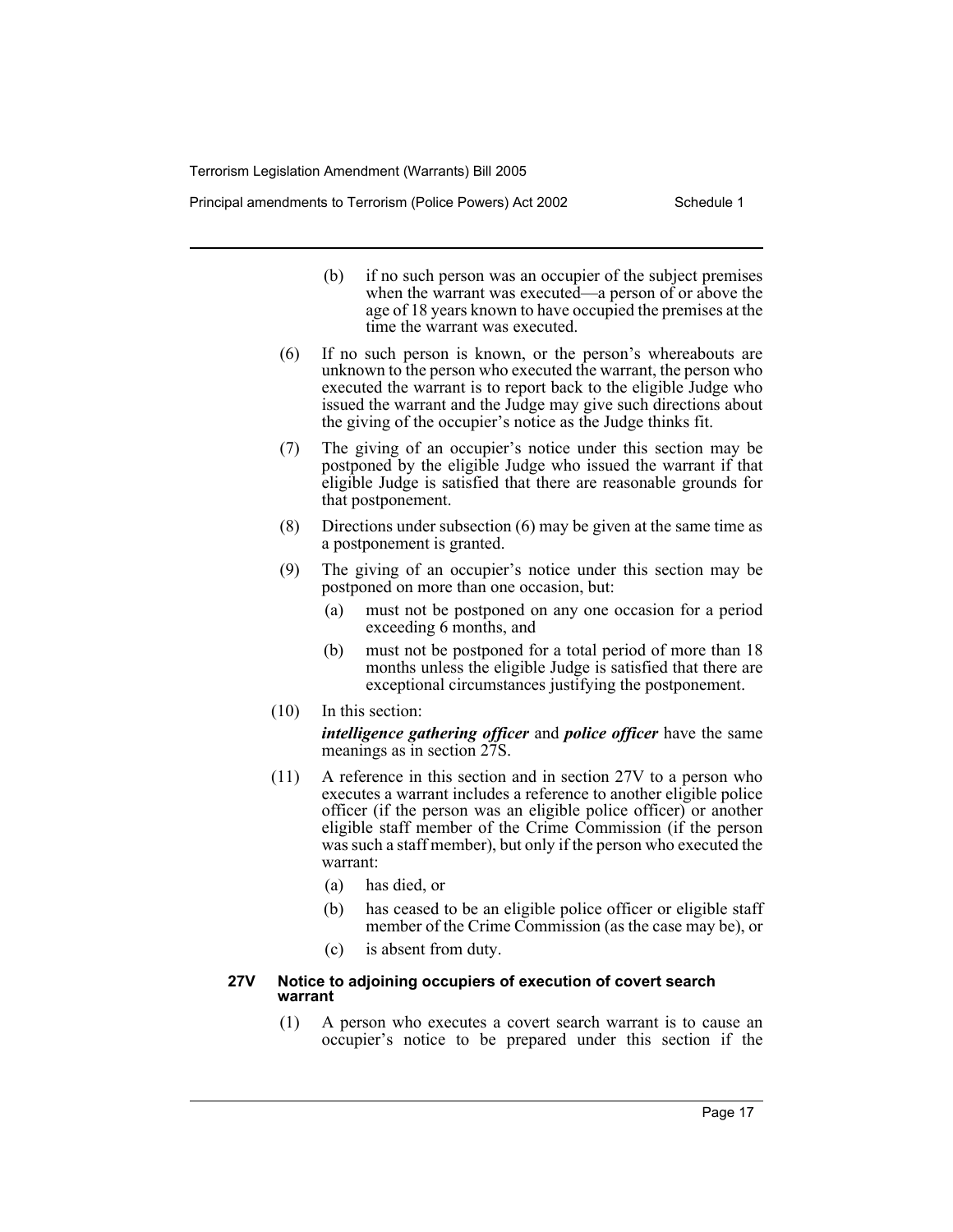(b) if no such person was an occupier of the subject premises when the warrant was executed—a person of or above the age of 18 years known to have occupied the premises at the time the warrant was executed.

(6) If no such person is known, or the person's whereabouts are unknown to the person who executed the warrant, the person who executed the warrant is to report back to the eligible Judge who issued the warrant and the Judge may give such directions about the giving of the occupier's notice as the Judge thinks fit.

(7) The giving of an occupier's notice under this section may be postponed by the eligible Judge who issued the warrant if that eligible Judge is satisfied that there are reasonable grounds for that postponement.

(8) Directions under subsection (6) may be given at the same time as a postponement is granted.

(9) The giving of an occupier's notice under this section may be postponed on more than one occasion, but:

- (a) must not be postponed on any one occasion for a period exceeding 6 months, and
- (b) must not be postponed for a total period of more than 18 months unless the eligible Judge is satisfied that there are exceptional circumstances justifying the postponement.

(10) In this section:

***intelligence gathering officer*** and ***police officer*** have the same meanings as in section 27S.

(11) A reference in this section and in section 27V to a person who executes a warrant includes a reference to another eligible police officer (if the person was an eligible police officer) or another eligible staff member of the Crime Commission (if the person was such a staff member), but only if the person who executed the warrant:

- (a) has died, or
- (b) has ceased to be an eligible police officer or eligible staff member of the Crime Commission (as the case may be), or
- (c) is absent from duty.

#### 27V Notice to adjoining occupiers of execution of covert search warrant

(1) A person who executes a covert search warrant is to cause an occupier's notice to be prepared under this section if the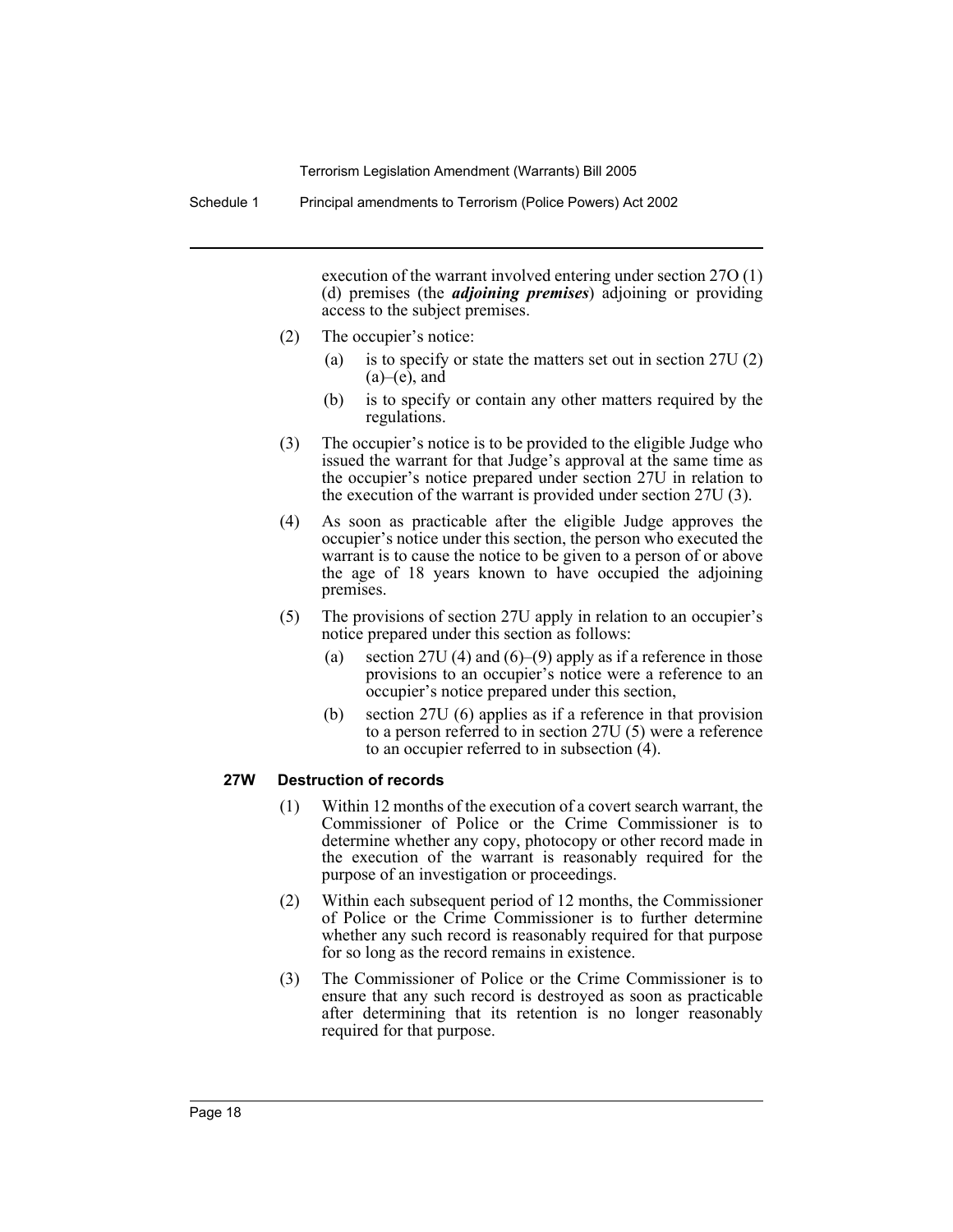execution of the warrant involved entering under section 27O (1) (d) premises (the ***adjoining premises***) adjoining or providing access to the subject premises.

(2) The occupier's notice:

(a) is to specify or state the matters set out in section 27U (2) (a)–(e), and

(b) is to specify or contain any other matters required by the regulations.

(3) The occupier's notice is to be provided to the eligible Judge who issued the warrant for that Judge's approval at the same time as the occupier's notice prepared under section 27U in relation to the execution of the warrant is provided under section 27U (3).

(4) As soon as practicable after the eligible Judge approves the occupier's notice under this section, the person who executed the warrant is to cause the notice to be given to a person of or above the age of 18 years known to have occupied the adjoining premises.

(5) The provisions of section 27U apply in relation to an occupier's notice prepared under this section as follows:

(a) section 27U (4) and (6)–(9) apply as if a reference in those provisions to an occupier's notice were a reference to an occupier's notice prepared under this section,

(b) section 27U (6) applies as if a reference in that provision to a person referred to in section 27U (5) were a reference to an occupier referred to in subsection (4).

#### 27W Destruction of records

(1) Within 12 months of the execution of a covert search warrant, the Commissioner of Police or the Crime Commissioner is to determine whether any copy, photocopy or other record made in the execution of the warrant is reasonably required for the purpose of an investigation or proceedings.

(2) Within each subsequent period of 12 months, the Commissioner of Police or the Crime Commissioner is to further determine whether any such record is reasonably required for that purpose for so long as the record remains in existence.

(3) The Commissioner of Police or the Crime Commissioner is to ensure that any such record is destroyed as soon as practicable after determining that its retention is no longer reasonably required for that purpose.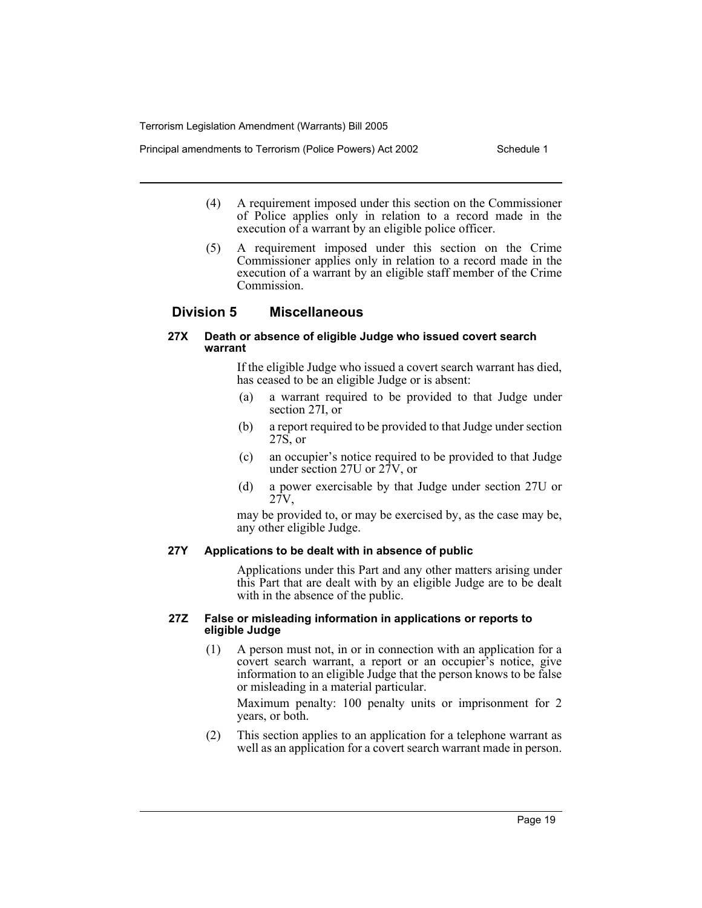(4) A requirement imposed under this section on the Commissioner of Police applies only in relation to a record made in the execution of a warrant by an eligible police officer.

(5) A requirement imposed under this section on the Crime Commissioner applies only in relation to a record made in the execution of a warrant by an eligible staff member of the Crime Commission.

## Division 5 Miscellaneous

#### 27X Death or absence of eligible Judge who issued covert search warrant

If the eligible Judge who issued a covert search warrant has died, has ceased to be an eligible Judge or is absent:

(a) a warrant required to be provided to that Judge under section 27I, or

(b) a report required to be provided to that Judge under section 27S, or

(c) an occupier's notice required to be provided to that Judge under section 27U or 27V, or

(d) a power exercisable by that Judge under section 27U or 27V,

may be provided to, or may be exercised by, as the case may be, any other eligible Judge.

#### 27Y Applications to be dealt with in absence of public

Applications under this Part and any other matters arising under this Part that are dealt with by an eligible Judge are to be dealt with in the absence of the public.

#### 27Z False or misleading information in applications or reports to eligible Judge

(1) A person must not, in or in connection with an application for a covert search warrant, a report or an occupier's notice, give information to an eligible Judge that the person knows to be false or misleading in a material particular.

Maximum penalty: 100 penalty units or imprisonment for 2 years, or both.

(2) This section applies to an application for a telephone warrant as well as an application for a covert search warrant made in person.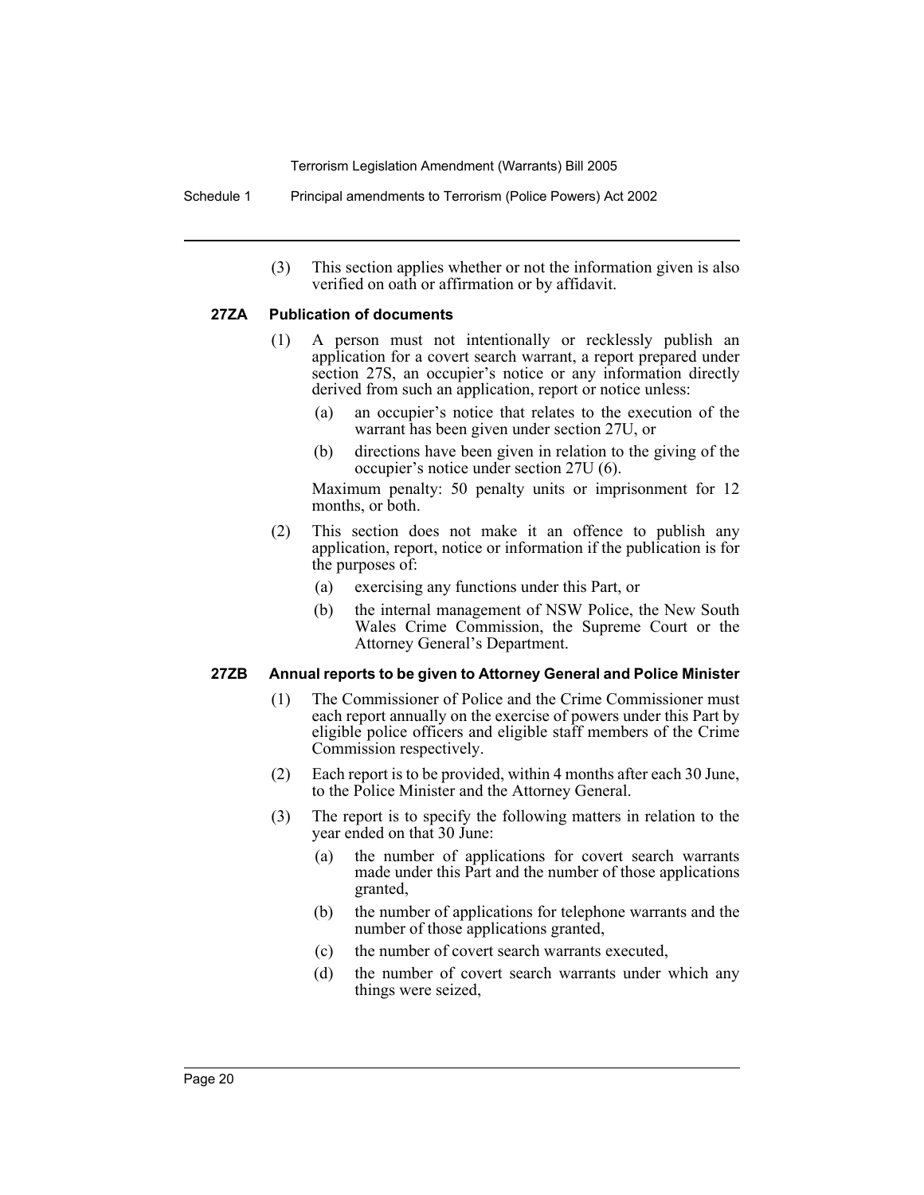(3) This section applies whether or not the information given is also verified on oath or affirmation or by affidavit.

**27ZA Publication of documents**

(1) A person must not intentionally or recklessly publish an application for a covert search warrant, a report prepared under section 27S, an occupier's notice or any information directly derived from such an application, report or notice unless:

(a) an occupier's notice that relates to the execution of the warrant has been given under section 27U, or

(b) directions have been given in relation to the giving of the occupier's notice under section 27U (6).

Maximum penalty: 50 penalty units or imprisonment for 12 months, or both.

(2) This section does not make it an offence to publish any application, report, notice or information if the publication is for the purposes of:

(a) exercising any functions under this Part, or

(b) the internal management of NSW Police, the New South Wales Crime Commission, the Supreme Court or the Attorney General's Department.

**27ZB Annual reports to be given to Attorney General and Police Minister**

(1) The Commissioner of Police and the Crime Commissioner must each report annually on the exercise of powers under this Part by eligible police officers and eligible staff members of the Crime Commission respectively.

(2) Each report is to be provided, within 4 months after each 30 June, to the Police Minister and the Attorney General.

(3) The report is to specify the following matters in relation to the year ended on that 30 June:

(a) the number of applications for covert search warrants made under this Part and the number of those applications granted,

(b) the number of applications for telephone warrants and the number of those applications granted,

(c) the number of covert search warrants executed,

(d) the number of covert search warrants under which any things were seized,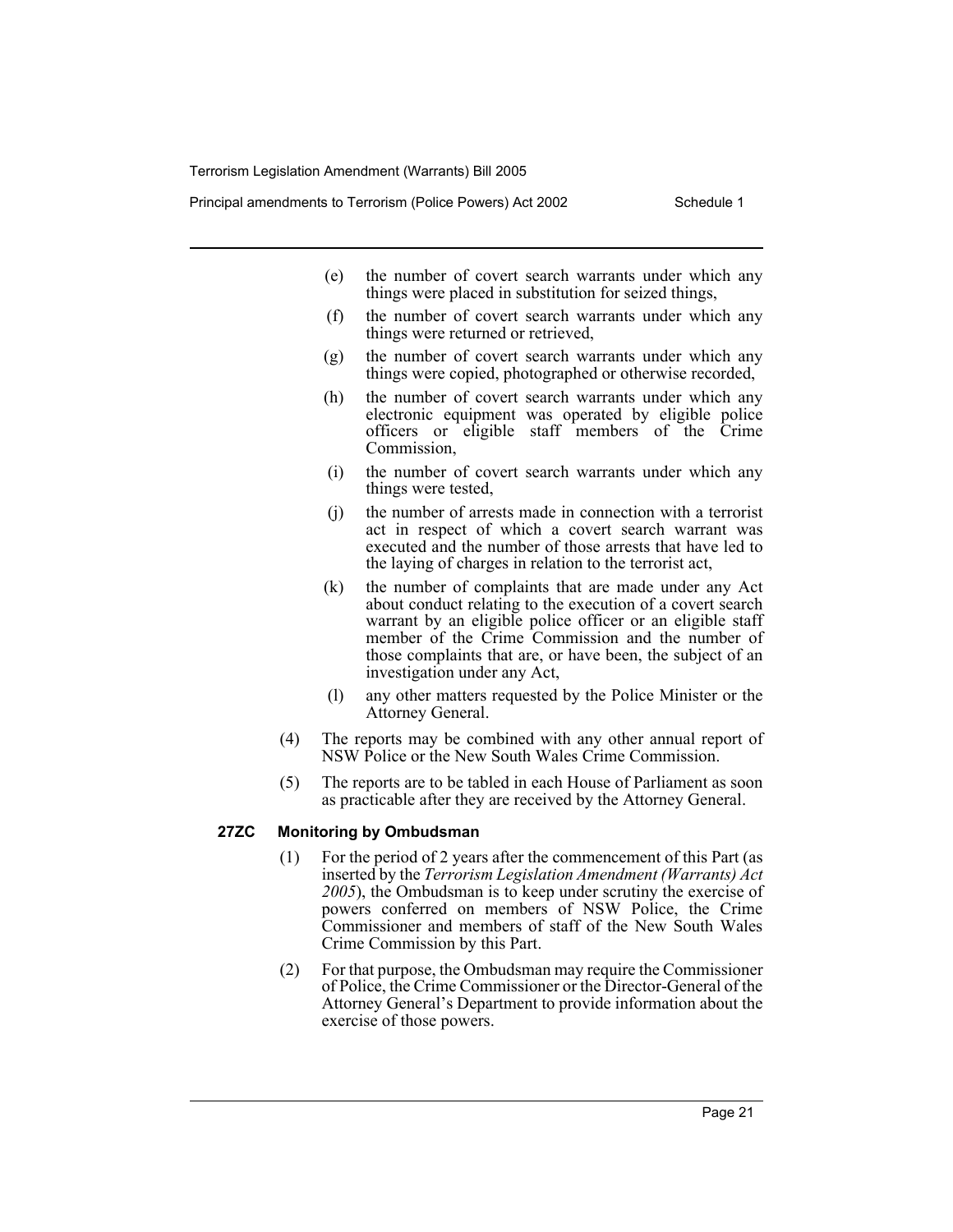(e) the number of covert search warrants under which any things were placed in substitution for seized things,

(f) the number of covert search warrants under which any things were returned or retrieved,

(g) the number of covert search warrants under which any things were copied, photographed or otherwise recorded,

(h) the number of covert search warrants under which any electronic equipment was operated by eligible police officers or eligible staff members of the Crime Commission,

(i) the number of covert search warrants under which any things were tested,

(j) the number of arrests made in connection with a terrorist act in respect of which a covert search warrant was executed and the number of those arrests that have led to the laying of charges in relation to the terrorist act,

(k) the number of complaints that are made under any Act about conduct relating to the execution of a covert search warrant by an eligible police officer or an eligible staff member of the Crime Commission and the number of those complaints that are, or have been, the subject of an investigation under any Act,

(l) any other matters requested by the Police Minister or the Attorney General.

(4) The reports may be combined with any other annual report of NSW Police or the New South Wales Crime Commission.

(5) The reports are to be tabled in each House of Parliament as soon as practicable after they are received by the Attorney General.

**27ZC Monitoring by Ombudsman**

(1) For the period of 2 years after the commencement of this Part (as inserted by the *Terrorism Legislation Amendment (Warrants) Act 2005*), the Ombudsman is to keep under scrutiny the exercise of powers conferred on members of NSW Police, the Crime Commissioner and members of staff of the New South Wales Crime Commission by this Part.

(2) For that purpose, the Ombudsman may require the Commissioner of Police, the Crime Commissioner or the Director-General of the Attorney General's Department to provide information about the exercise of those powers.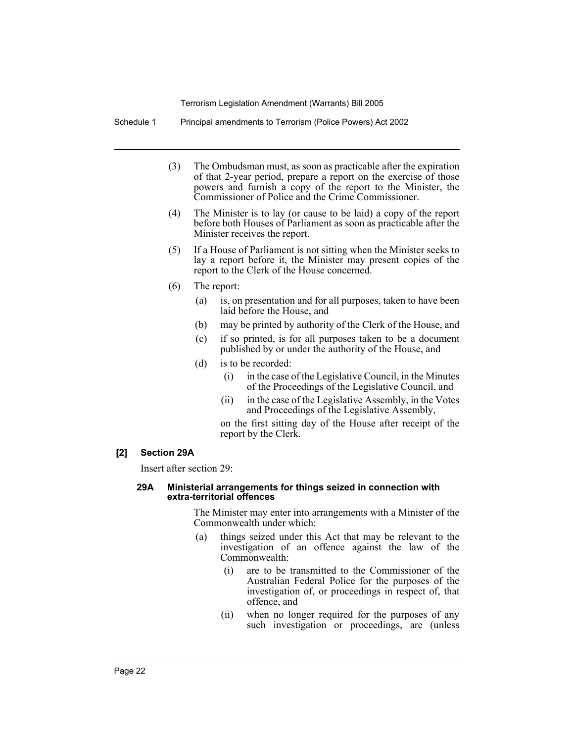(3) The Ombudsman must, as soon as practicable after the expiration of that 2-year period, prepare a report on the exercise of those powers and furnish a copy of the report to the Minister, the Commissioner of Police and the Crime Commissioner.

(4) The Minister is to lay (or cause to be laid) a copy of the report before both Houses of Parliament as soon as practicable after the Minister receives the report.

(5) If a House of Parliament is not sitting when the Minister seeks to lay a report before it, the Minister may present copies of the report to the Clerk of the House concerned.

(6) The report:

(a) is, on presentation and for all purposes, taken to have been laid before the House, and

(b) may be printed by authority of the Clerk of the House, and

(c) if so printed, is for all purposes taken to be a document published by or under the authority of the House, and

(d) is to be recorded:

(i) in the case of the Legislative Council, in the Minutes of the Proceedings of the Legislative Council, and

(ii) in the case of the Legislative Assembly, in the Votes and Proceedings of the Legislative Assembly,

on the first sitting day of the House after receipt of the report by the Clerk.

**[2] Section 29A**

Insert after section 29:

**29A Ministerial arrangements for things seized in connection with extra-territorial offences**

The Minister may enter into arrangements with a Minister of the Commonwealth under which:

(a) things seized under this Act that may be relevant to the investigation of an offence against the law of the Commonwealth:

(i) are to be transmitted to the Commissioner of the Australian Federal Police for the purposes of the investigation of, or proceedings in respect of, that offence, and

(ii) when no longer required for the purposes of any such investigation or proceedings, are (unless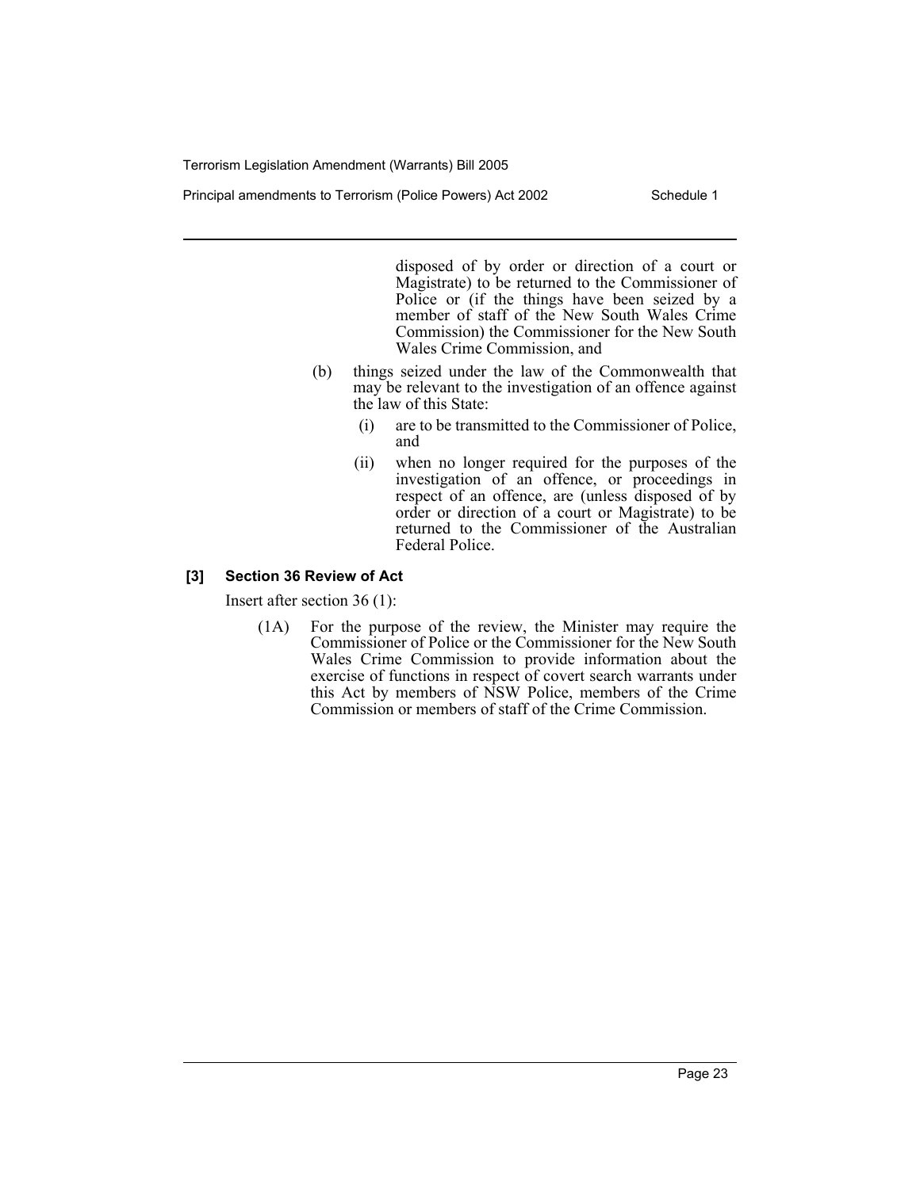disposed of by order or direction of a court or Magistrate) to be returned to the Commissioner of Police or (if the things have been seized by a member of staff of the New South Wales Crime Commission) the Commissioner for the New South Wales Crime Commission, and

(b) things seized under the law of the Commonwealth that may be relevant to the investigation of an offence against the law of this State:

(i) are to be transmitted to the Commissioner of Police, and

(ii) when no longer required for the purposes of the investigation of an offence, or proceedings in respect of an offence, are (unless disposed of by order or direction of a court or Magistrate) to be returned to the Commissioner of the Australian Federal Police.

**[3] Section 36 Review of Act**

Insert after section 36 (1):

(1A) For the purpose of the review, the Minister may require the Commissioner of Police or the Commissioner for the New South Wales Crime Commission to provide information about the exercise of functions in respect of covert search warrants under this Act by members of NSW Police, members of the Crime Commission or members of staff of the Crime Commission.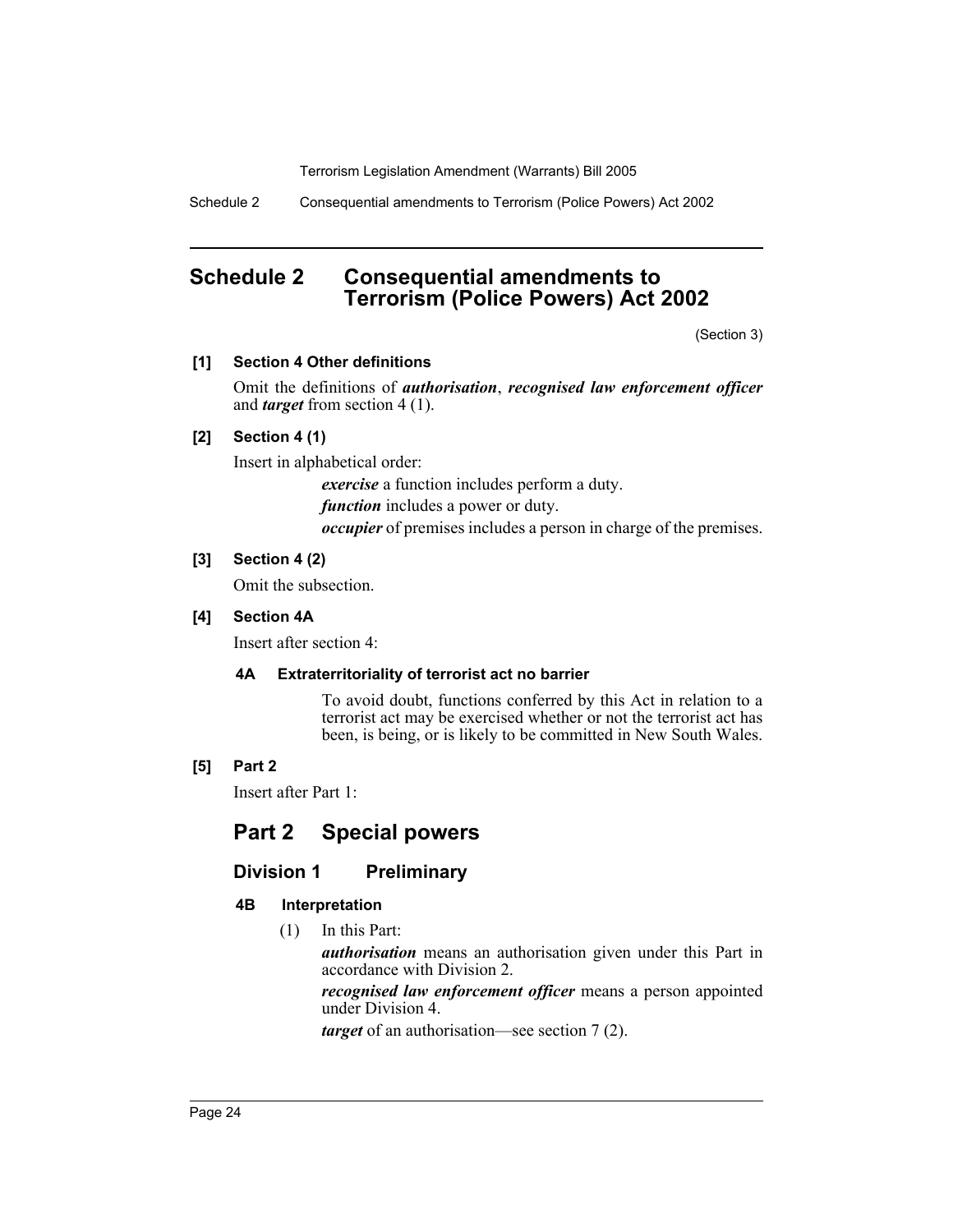## Schedule 2 Consequential amendments to Terrorism (Police Powers) Act 2002

(Section 3)

**[1] Section 4 Other definitions**

Omit the definitions of ***authorisation***, ***recognised law enforcement officer*** and ***target*** from section 4 (1).

**[2] Section 4 (1)**

Insert in alphabetical order:

> ***exercise*** a function includes perform a duty.
>
> ***function*** includes a power or duty.
>
> ***occupier*** of premises includes a person in charge of the premises.

**[3] Section 4 (2)**

Omit the subsection.

**[4] Section 4A**

Insert after section 4:

> **4A Extraterritoriality of terrorist act no barrier**
>
> To avoid doubt, functions conferred by this Act in relation to a terrorist act may be exercised whether or not the terrorist act has been, is being, or is likely to be committed in New South Wales.

**[5] Part 2**

Insert after Part 1:

## Part 2 Special powers

### Division 1 Preliminary

**4B Interpretation**

(1) In this Part:

***authorisation*** means an authorisation given under this Part in accordance with Division 2.

***recognised law enforcement officer*** means a person appointed under Division 4.

***target*** of an authorisation—see section 7 (2).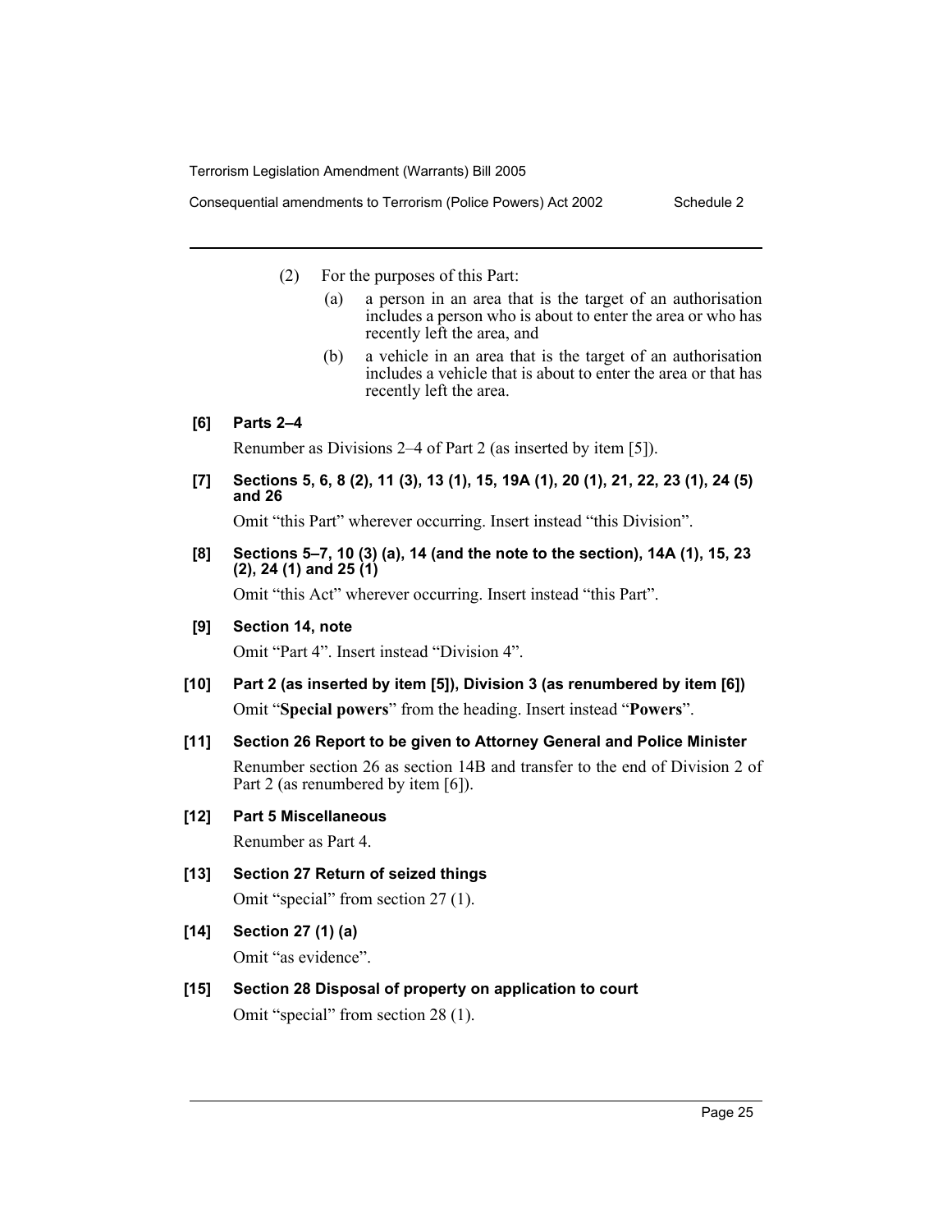(2) For the purposes of this Part:

(a) a person in an area that is the target of an authorisation includes a person who is about to enter the area or who has recently left the area, and

(b) a vehicle in an area that is the target of an authorisation includes a vehicle that is about to enter the area or that has recently left the area.

**[6] Parts 2–4**

Renumber as Divisions 2–4 of Part 2 (as inserted by item [5]).

**[7] Sections 5, 6, 8 (2), 11 (3), 13 (1), 15, 19A (1), 20 (1), 21, 22, 23 (1), 24 (5) and 26**

Omit "this Part" wherever occurring. Insert instead "this Division".

**[8] Sections 5–7, 10 (3) (a), 14 (and the note to the section), 14A (1), 15, 23 (2), 24 (1) and 25 (1)**

Omit "this Act" wherever occurring. Insert instead "this Part".

**[9] Section 14, note**

Omit "Part 4". Insert instead "Division 4".

**[10] Part 2 (as inserted by item [5]), Division 3 (as renumbered by item [6])**

Omit "**Special powers**" from the heading. Insert instead "**Powers**".

**[11] Section 26 Report to be given to Attorney General and Police Minister**

Renumber section 26 as section 14B and transfer to the end of Division 2 of Part 2 (as renumbered by item [6]).

**[12] Part 5 Miscellaneous**

Renumber as Part 4.

**[13] Section 27 Return of seized things**

Omit "special" from section 27 (1).

**[14] Section 27 (1) (a)**

Omit "as evidence".

**[15] Section 28 Disposal of property on application to court**

Omit "special" from section 28 (1).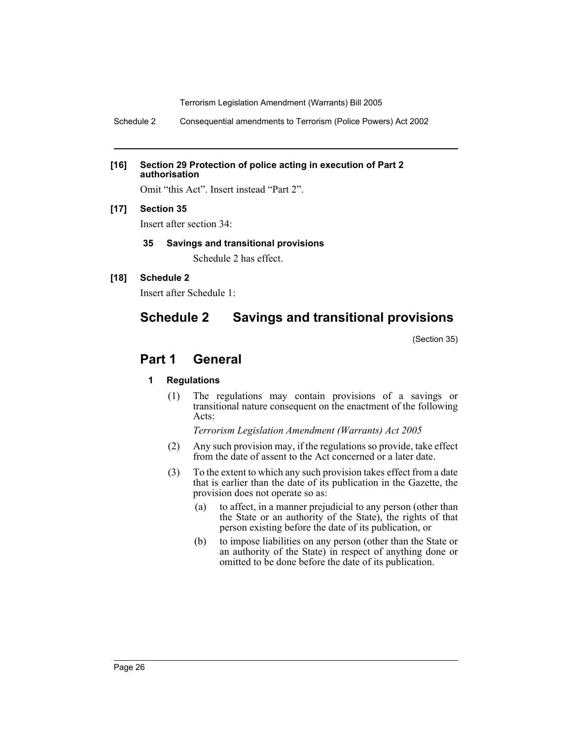**[16] Section 29 Protection of police acting in execution of Part 2 authorisation**

Omit "this Act". Insert instead "Part 2".

**[17] Section 35**

Insert after section 34:

**35 Savings and transitional provisions**

Schedule 2 has effect.

**[18] Schedule 2**

Insert after Schedule 1:

# Schedule 2 Savings and transitional provisions

(Section 35)

## Part 1 General

**1 Regulations**

(1) The regulations may contain provisions of a savings or transitional nature consequent on the enactment of the following Acts:

*Terrorism Legislation Amendment (Warrants) Act 2005*

(2) Any such provision may, if the regulations so provide, take effect from the date of assent to the Act concerned or a later date.

(3) To the extent to which any such provision takes effect from a date that is earlier than the date of its publication in the Gazette, the provision does not operate so as:

- (a) to affect, in a manner prejudicial to any person (other than the State or an authority of the State), the rights of that person existing before the date of its publication, or
- (b) to impose liabilities on any person (other than the State or an authority of the State) in respect of anything done or omitted to be done before the date of its publication.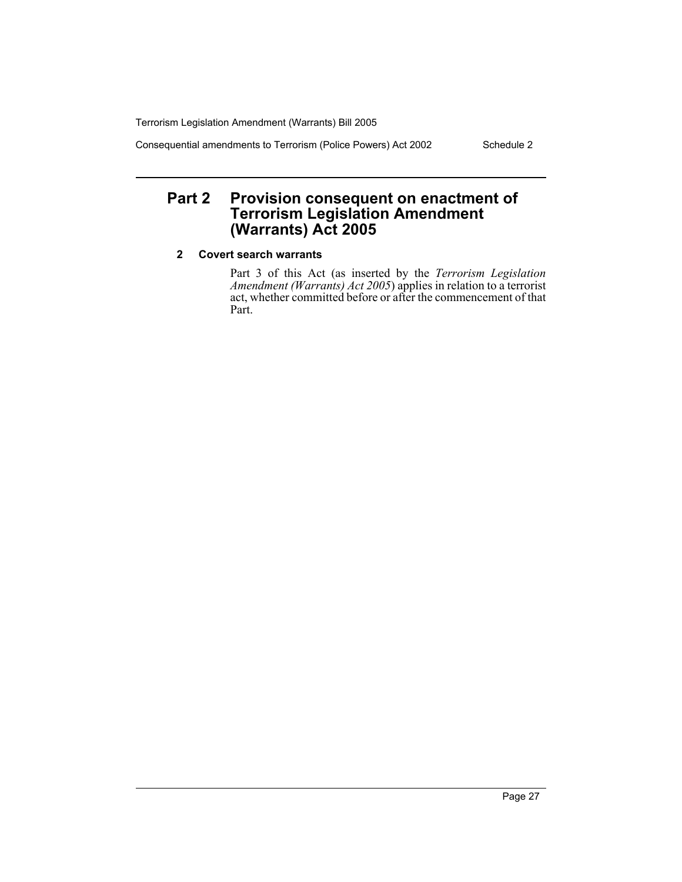## Part 2 Provision consequent on enactment of Terrorism Legislation Amendment (Warrants) Act 2005

### 2 Covert search warrants

Part 3 of this Act (as inserted by the *Terrorism Legislation Amendment (Warrants) Act 2005*) applies in relation to a terrorist act, whether committed before or after the commencement of that Part.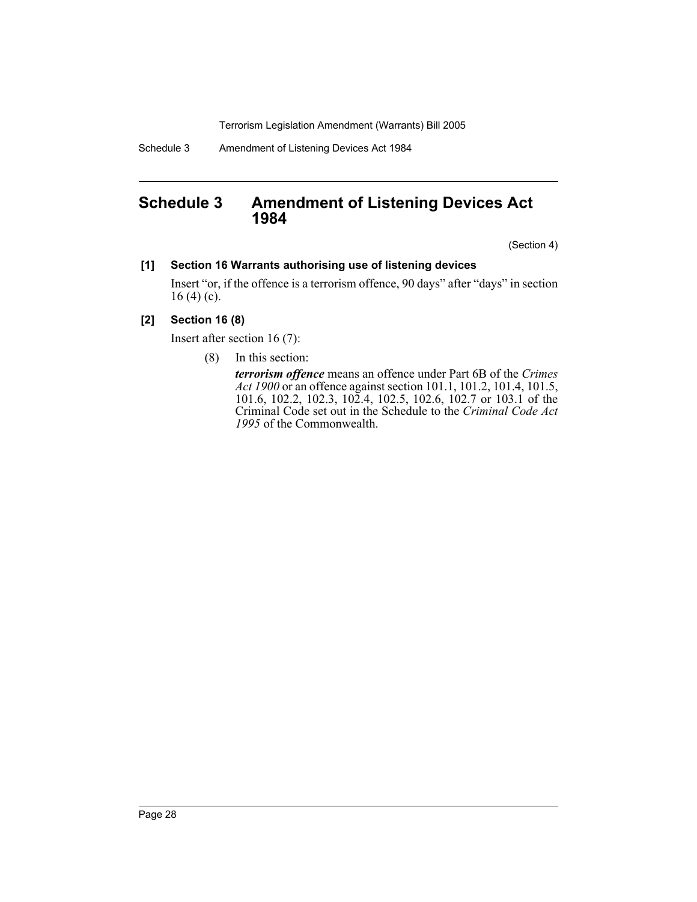## Schedule 3 Amendment of Listening Devices Act 1984

(Section 4)

**[1] Section 16 Warrants authorising use of listening devices**

Insert "or, if the offence is a terrorism offence, 90 days" after "days" in section 16 (4) (c).

**[2] Section 16 (8)**

Insert after section 16 (7):

(8) In this section:

***terrorism offence*** means an offence under Part 6B of the *Crimes Act 1900* or an offence against section 101.1, 101.2, 101.4, 101.5, 101.6, 102.2, 102.3, 102.4, 102.5, 102.6, 102.7 or 103.1 of the Criminal Code set out in the Schedule to the *Criminal Code Act 1995* of the Commonwealth.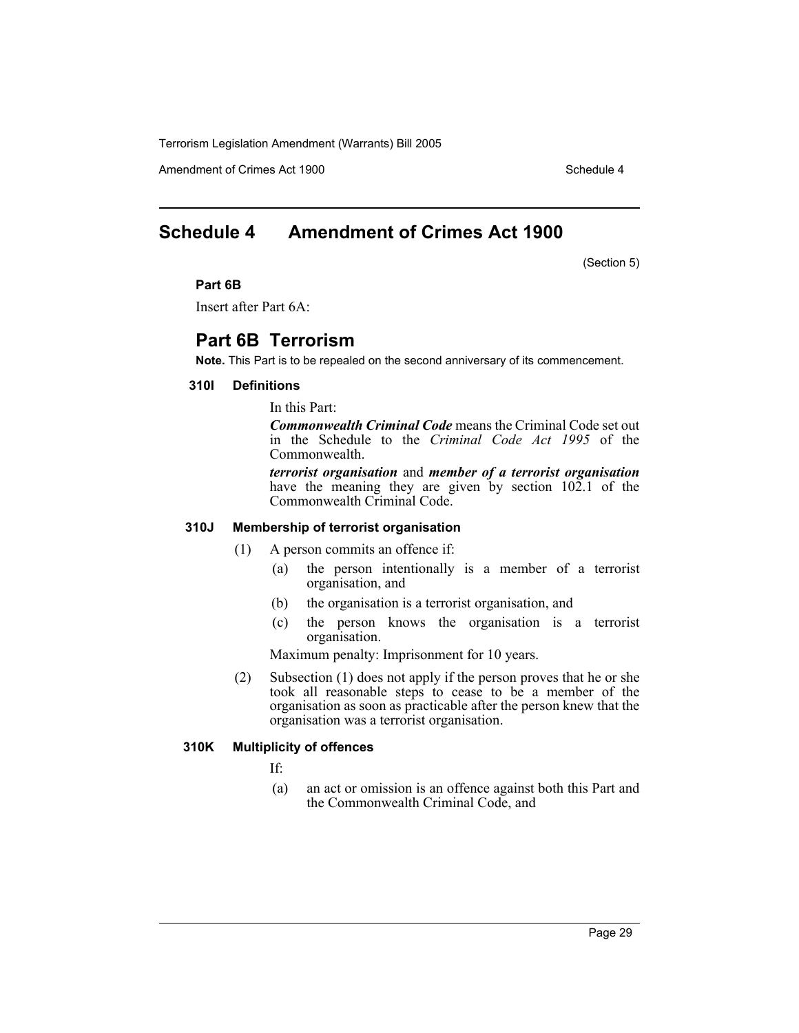# Schedule 4 Amendment of Crimes Act 1900

(Section 5)

**Part 6B**

Insert after Part 6A:

## Part 6B Terrorism

**Note.** This Part is to be repealed on the second anniversary of its commencement.

### 310I Definitions

In this Part:

***Commonwealth Criminal Code*** means the Criminal Code set out in the Schedule to the *Criminal Code Act 1995* of the Commonwealth.

***terrorist organisation*** and ***member of a terrorist organisation*** have the meaning they are given by section 102.1 of the Commonwealth Criminal Code.

### 310J Membership of terrorist organisation

(1) A person commits an offence if:

(a) the person intentionally is a member of a terrorist organisation, and

(b) the organisation is a terrorist organisation, and

(c) the person knows the organisation is a terrorist organisation.

Maximum penalty: Imprisonment for 10 years.

(2) Subsection (1) does not apply if the person proves that he or she took all reasonable steps to cease to be a member of the organisation as soon as practicable after the person knew that the organisation was a terrorist organisation.

### 310K Multiplicity of offences

If:

(a) an act or omission is an offence against both this Part and the Commonwealth Criminal Code, and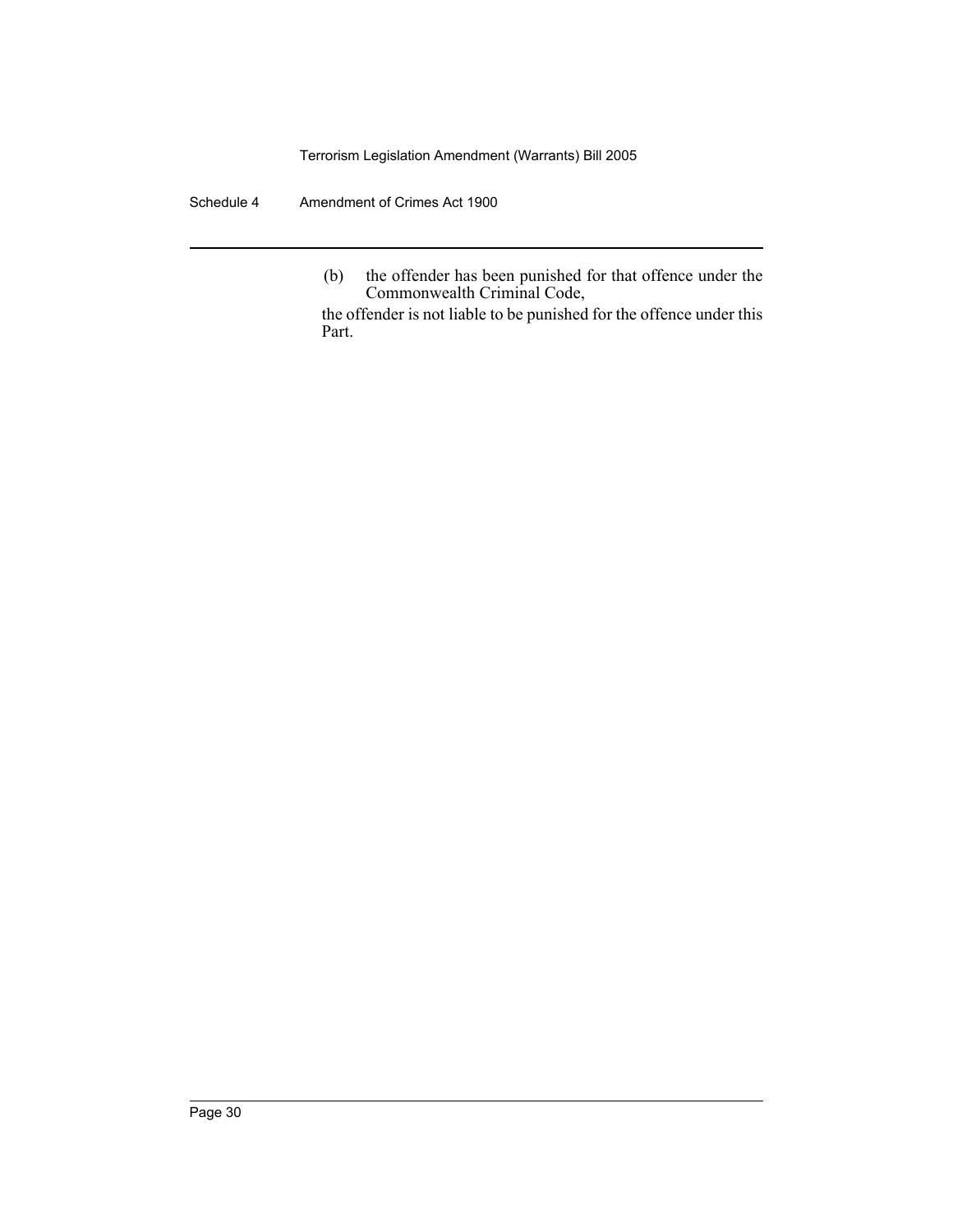(b) the offender has been punished for that offence under the Commonwealth Criminal Code,

the offender is not liable to be punished for the offence under this Part.